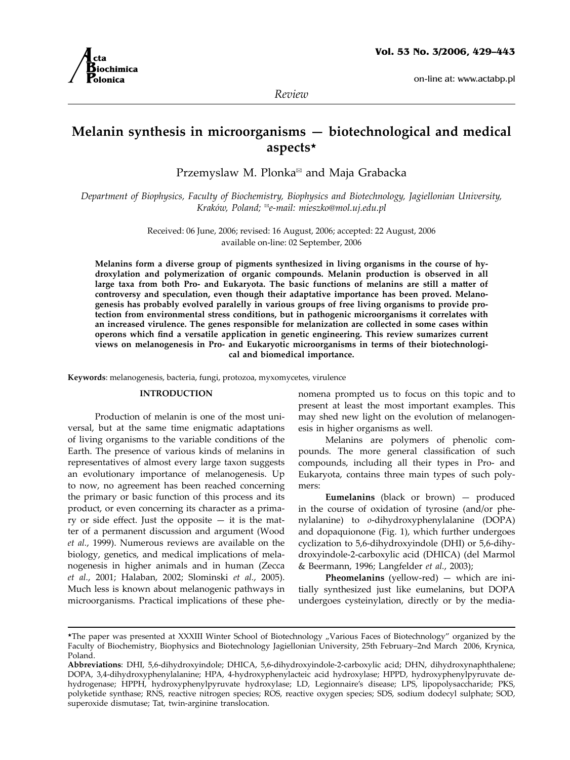*Review*

# Melanin synthesis in microorganisms — biotechnological and medical aspects★

Przemyslaw M. Plonka✉ and Maja Grabacka

*Department of Biophysics, Faculty of Biochemistry, Biophysics and Biotechnology, Jagiellonian University, Kraków, Poland; ✉e-mail: mieszko@mol.uj.edu.pl*

Received: 06 June, 2006; revised: 16 August, 2006; accepted: 22 August, 2006
available on-line: 02 September, 2006

**Melanins form a diverse group of pigments synthesized in living organisms in the course of hydroxylation and polymerization of organic compounds. Melanin production is observed in all large taxa from both Pro- and Eukaryota. The basic functions of melanins are still a matter of controversy and speculation, even though their adaptative importance has been proved. Melanogenesis has probably evolved paralelly in various groups of free living organisms to provide protection from environmental stress conditions, but in pathogenic microorganisms it correlates with an increased virulence. The genes responsible for melanization are collected in some cases within operons which find a versatile application in genetic engineering. This review sumarizes current views on melanogenesis in Pro- and Eukaryotic microorganisms in terms of their biotechnological and biomedical importance.**

**Keywords**: melanogenesis, bacteria, fungi, protozoa, myxomycetes, virulence

## INTRODUCTION

Production of melanin is one of the most universal, but at the same time enigmatic adaptations of living organisms to the variable conditions of the Earth. The presence of various kinds of melanins in representatives of almost every large taxon suggests an evolutionary importance of melanogenesis. Up to now, no agreement has been reached concerning the primary or basic function of this process and its product, or even concerning its character as a primary or side effect. Just the opposite — it is the matter of a permanent discussion and argument (Wood *et al.*, 1999). Numerous reviews are available on the biology, genetics, and medical implications of melanogenesis in higher animals and in human (Zecca *et al.*, 2001; Halaban, 2002; Slominski *et al.*, 2005). Much less is known about melanogenic pathways in microorganisms. Practical implications of these phenomena prompted us to focus on this topic and to present at least the most important examples. This may shed new light on the evolution of melanogenesis in higher organisms as well.

Melanins are polymers of phenolic compounds. The more general classification of such compounds, including all their types in Pro- and Eukaryota, contains three main types of such polymers:

**Eumelanins** (black or brown) — produced in the course of oxidation of tyrosine (and/or phenylalanine) to *o*-dihydroxyphenylalanine (DOPA) and dopaquionone (Fig. 1), which further undergoes cyclization to 5,6-dihydroxyindole (DHI) or 5,6-dihydroxyindole-2-carboxylic acid (DHICA) (del Marmol & Beermann, 1996; Langfelder *et al.*, 2003);

**Pheomelanins** (yellow-red) — which are initially synthesized just like eumelanins, but DOPA undergoes cysteinylation, directly or by the media-

---

★The paper was presented at XXXIII Winter School of Biotechnology „Various Faces of Biotechnology" organized by the Faculty of Biochemistry, Biophysics and Biotechnology Jagiellonian University, 25th February–2nd March 2006, Krynica, Poland.

**Abbreviations**: DHI, 5,6-dihydroxyindole; DHICA, 5,6-dihydroxyindole-2-carboxylic acid; DHN, dihydroxynaphthalene; DOPA, 3,4-dihydroxyphenylalanine; HPA, 4-hydroxyphenylacteic acid hydroxylase; HPPD, hydroxyphenylpyruvate dehydrogenase; HPPH, hydroxyphenylpyruvate hydroxylase; LD, Legionnaire's disease; LPS, lipopolysaccharide; PKS, polyketide synthase; RNS, reactive nitrogen species; ROS, reactive oxygen species; SDS, sodium dodecyl sulphate; SOD, superoxide dismutase; Tat, twin-arginine translocation.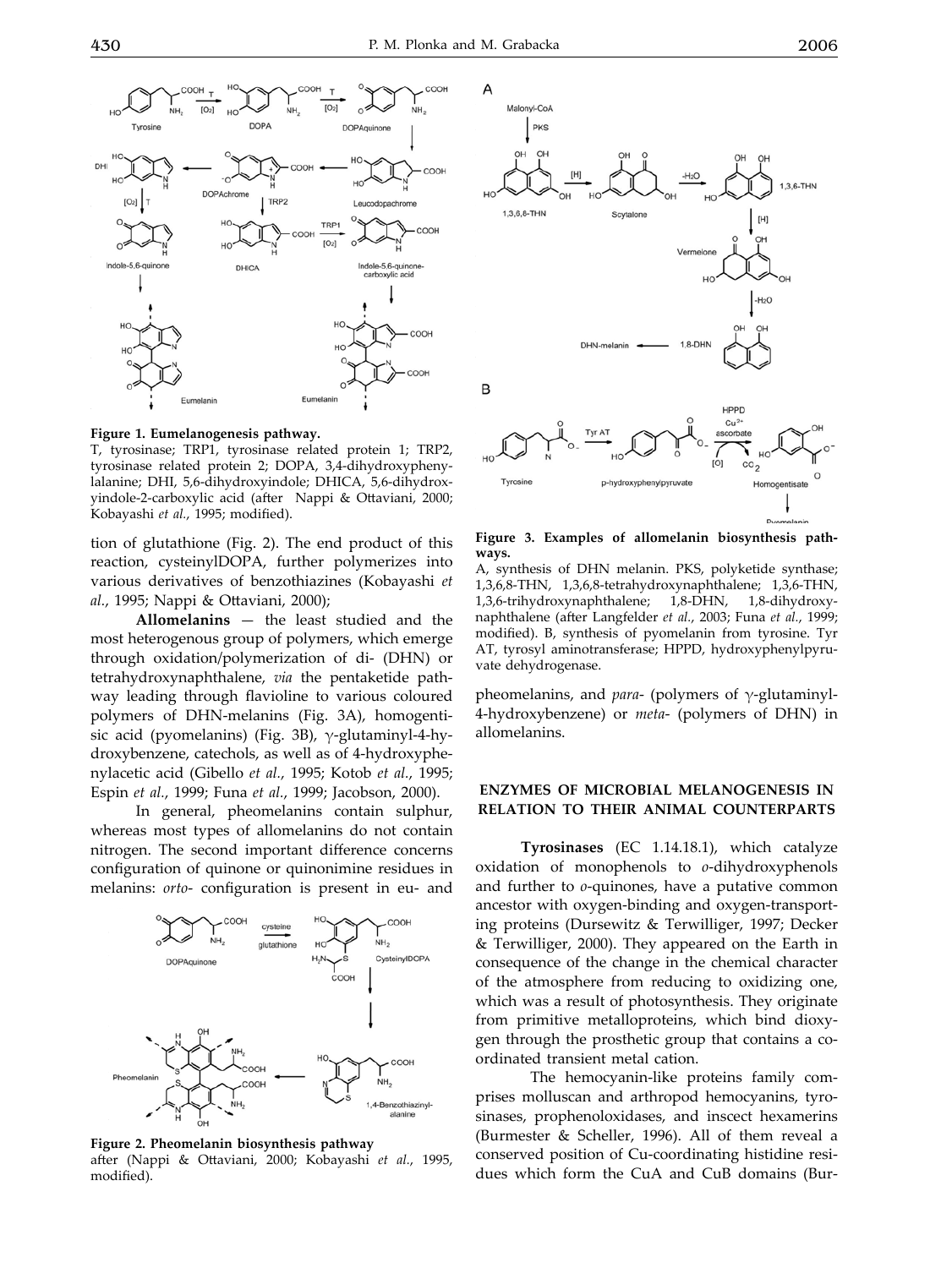**Figure 1. Eumelanogenesis pathway.**
T, tyrosinase; TRP1, tyrosinase related protein 1; TRP2, tyrosinase related protein 2; DOPA, 3,4-dihydroxyphenylalanine; DHI, 5,6-dihydroxyindole; DHICA, 5,6-dihydroxyindole-2-carboxylic acid (after Nappi & Ottaviani, 2000; Kobayashi *et al.*, 1995; modified).

tion of glutathione (Fig. 2). The end product of this reaction, cysteinylDOPA, further polymerizes into various derivatives of benzothiazines (Kobayashi *et al.*, 1995; Nappi & Ottaviani, 2000);

**Allomelanins** — the least studied and the most heterogenous group of polymers, which emerge through oxidation/polymerization of di- (DHN) or tetrahydroxynaphthalene, *via* the pentaketide pathway leading through flavioline to various coloured polymers of DHN-melanins (Fig. 3A), homogentisic acid (pyomelanins) (Fig. 3B), γ-glutaminyl-4-hydroxybenzene, catechols, as well as of 4-hydroxyphenylacetic acid (Gibello *et al.*, 1995; Kotob *et al.*, 1995; Espin *et al.*, 1999; Funa *et al.*, 1999; Jacobson, 2000).

In general, pheomelanins contain sulphur, whereas most types of allomelanins do not contain nitrogen. The second important difference concerns configuration of quinone or quinonimine residues in melanins: *orto*- configuration is present in eu- and pheomelanins, and *para*- (polymers of γ-glutaminyl-4-hydroxybenzene) or *meta*- (polymers of DHN) in allomelanins.

**Figure 2. Pheomelanin biosynthesis pathway**
after (Nappi & Ottaviani, 2000; Kobayashi *et al.*, 1995, modified).

**Figure 3. Examples of allomelanin biosynthesis pathways.**
A, synthesis of DHN melanin. PKS, polyketide synthase; 1,3,6,8-THN, 1,3,6,8-tetrahydroxynaphthalene; 1,3,6-THN, 1,3,6-trihydroxynaphthalene; 1,8-DHN, 1,8-dihydroxynaphthalene (after Langfelder *et al.*, 2003; Funa *et al.*, 1999; modified). B, synthesis of pyomelanin from tyrosine. Tyr AT, tyrosyl aminotransferase; HPPD, hydroxyphenylpyruvate dehydrogenase.

## ENZYMES OF MICROBIAL MELANOGENESIS IN RELATION TO THEIR ANIMAL COUNTERPARTS

**Tyrosinases** (EC 1.14.18.1), which catalyze oxidation of monophenols to *o*-dihydroxyphenols and further to *o*-quinones, have a putative common ancestor with oxygen-binding and oxygen-transporting proteins (Dursewitz & Terwilliger, 1997; Decker & Terwilliger, 2000). They appeared on the Earth in consequence of the change in the chemical character of the atmosphere from reducing to oxidizing one, which was a result of photosynthesis. They originate from primitive metalloproteins, which bind dioxygen through the prosthetic group that contains a coordinated transient metal cation.

The hemocyanin-like proteins family comprises molluscan and arthropod hemocyanins, tyrosinases, prophenoloxidases, and insect hexamerins (Burmester & Scheller, 1996). All of them reveal a conserved position of Cu-coordinating histidine residues which form the CuA and CuB domains (Bur-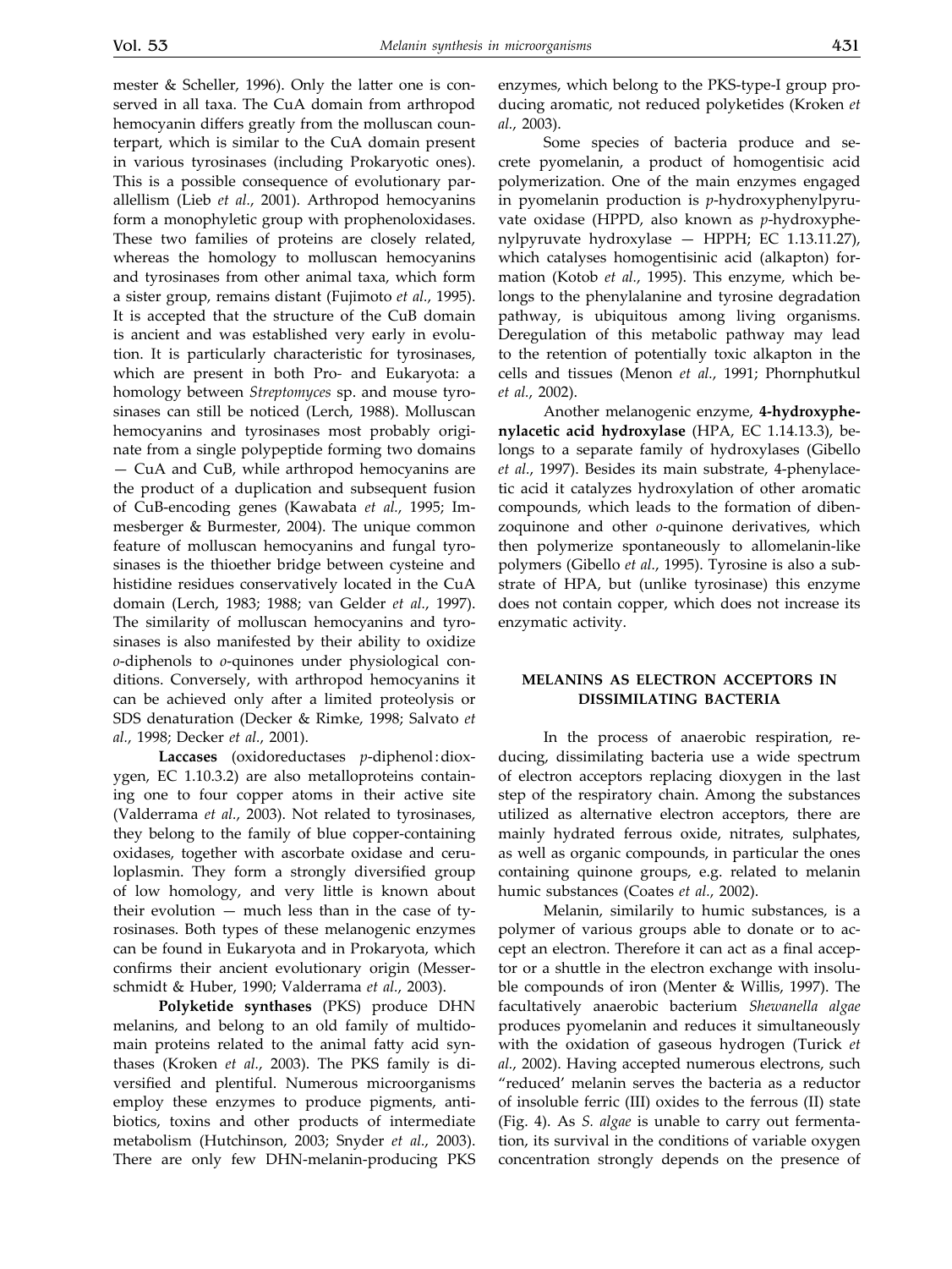mester & Scheller, 1996). Only the latter one is conserved in all taxa. The CuA domain from arthropod hemocyanin differs greatly from the molluscan counterpart, which is similar to the CuA domain present in various tyrosinases (including Prokaryotic ones). This is a possible consequence of evolutionary parallelism (Lieb *et al.*, 2001). Arthropod hemocyanins form a monophyletic group with prophenoloxidases. These two families of proteins are closely related, whereas the homology to molluscan hemocyanins and tyrosinases from other animal taxa, which form a sister group, remains distant (Fujimoto *et al.*, 1995). It is accepted that the structure of the CuB domain is ancient and was established very early in evolution. It is particularly characteristic for tyrosinases, which are present in both Pro- and Eukaryota: a homology between *Streptomyces* sp. and mouse tyrosinases can still be noticed (Lerch, 1988). Molluscan hemocyanins and tyrosinases most probably originate from a single polypeptide forming two domains — CuA and CuB, while arthropod hemocyanins are the product of a duplication and subsequent fusion of CuB-encoding genes (Kawabata *et al.*, 1995; Immesberger & Burmester, 2004). The unique common feature of molluscan hemocyanins and fungal tyrosinases is the thioether bridge between cysteine and histidine residues conservatively located in the CuA domain (Lerch, 1983; 1988; van Gelder *et al.*, 1997). The similarity of molluscan hemocyanins and tyrosinases is also manifested by their ability to oxidize *o*-diphenols to *o*-quinones under physiological conditions. Conversely, with arthropod hemocyanins it can be achieved only after a limited proteolysis or SDS denaturation (Decker & Rimke, 1998; Salvato *et al.*, 1998; Decker *et al.*, 2001).

**Laccases** (oxidoreductases *p*-diphenol : dioxygen, EC 1.10.3.2) are also metalloproteins containing one to four copper atoms in their active site (Valderrama *et al.*, 2003). Not related to tyrosinases, they belong to the family of blue copper-containing oxidases, together with ascorbate oxidase and ceruloplasmin. They form a strongly diversified group of low homology, and very little is known about their evolution — much less than in the case of tyrosinases. Both types of these melanogenic enzymes can be found in Eukaryota and in Prokaryota, which confirms their ancient evolutionary origin (Messerschmidt & Huber, 1990; Valderrama *et al.*, 2003).

**Polyketide synthases** (PKS) produce DHN melanins, and belong to an old family of multidomain proteins related to the animal fatty acid synthases (Kroken *et al.*, 2003). The PKS family is diversified and plentiful. Numerous microorganisms employ these enzymes to produce pigments, antibiotics, toxins and other products of intermediate metabolism (Hutchinson, 2003; Snyder *et al.*, 2003). There are only few DHN-melanin-producing PKS enzymes, which belong to the PKS-type-I group producing aromatic, not reduced polyketides (Kroken *et al.*, 2003).

Some species of bacteria produce and secrete pyomelanin, a product of homogentisic acid polymerization. One of the main enzymes engaged in pyomelanin production is *p*-hydroxyphenylpyruvate oxidase (HPPD, also known as *p*-hydroxyphenylpyruvate hydroxylase — HPPH; EC 1.13.11.27), which catalyses homogentisinic acid (alkapton) formation (Kotob *et al.*, 1995). This enzyme, which belongs to the phenylalanine and tyrosine degradation pathway, is ubiquitous among living organisms. Deregulation of this metabolic pathway may lead to the retention of potentially toxic alkapton in the cells and tissues (Menon *et al.*, 1991; Phornphutkul *et al.*, 2002).

Another melanogenic enzyme, **4-hydroxyphenylacetic acid hydroxylase** (HPA, EC 1.14.13.3), belongs to a separate family of hydroxylases (Gibello *et al.*, 1997). Besides its main substrate, 4-phenylacetic acid it catalyzes hydroxylation of other aromatic compounds, which leads to the formation of dibenzoquinone and other *o*-quinone derivatives, which then polymerize spontaneously to allomelanin-like polymers (Gibello *et al.*, 1995). Tyrosine is also a substrate of HPA, but (unlike tyrosinase) this enzyme does not contain copper, which does not increase its enzymatic activity.

## MELANINS AS ELECTRON ACCEPTORS IN DISSIMILATING BACTERIA

In the process of anaerobic respiration, reducing, dissimilating bacteria use a wide spectrum of electron acceptors replacing dioxygen in the last step of the respiratory chain. Among the substances utilized as alternative electron acceptors, there are mainly hydrated ferrous oxide, nitrates, sulphates, as well as organic compounds, in particular the ones containing quinone groups, e.g. related to melanin humic substances (Coates *et al.*, 2002).

Melanin, similarily to humic substances, is a polymer of various groups able to donate or to accept an electron. Therefore it can act as a final acceptor or a shuttle in the electron exchange with insoluble compounds of iron (Menter & Willis, 1997). The facultatively anaerobic bacterium *Shewanella algae* produces pyomelanin and reduces it simultaneously with the oxidation of gaseous hydrogen (Turick *et al.*, 2002). Having accepted numerous electrons, such "reduced' melanin serves the bacteria as a reductor of insoluble ferric (III) oxides to the ferrous (II) state (Fig. 4). As *S. algae* is unable to carry out fermentation, its survival in the conditions of variable oxygen concentration strongly depends on the presence of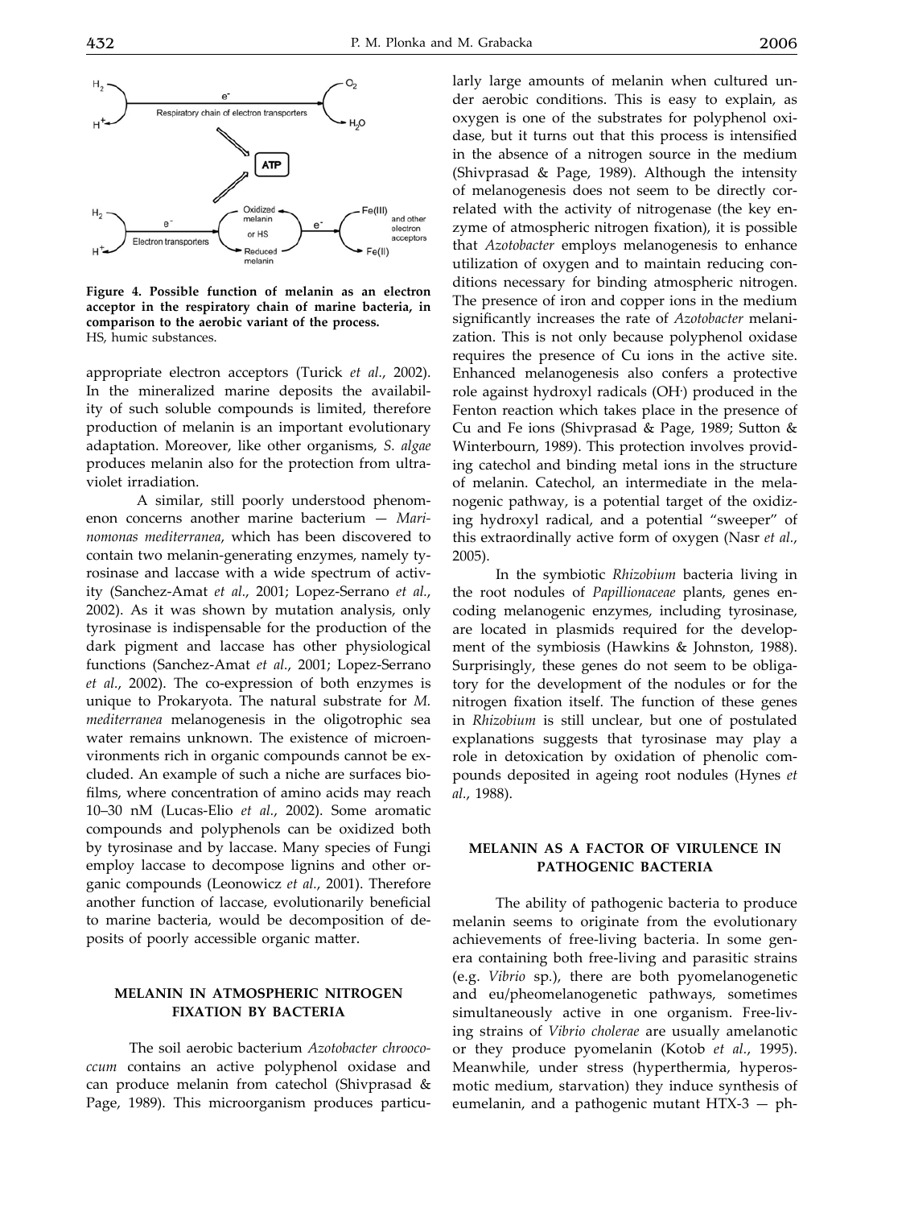**Figure 4. Possible function of melanin as an electron acceptor in the respiratory chain of marine bacteria, in comparison to the aerobic variant of the process.**
HS, humic substances.

appropriate electron acceptors (Turick *et al.*, 2002). In the mineralized marine deposits the availability of such soluble compounds is limited, therefore production of melanin is an important evolutionary adaptation. Moreover, like other organisms, *S. algae* produces melanin also for the protection from ultraviolet irradiation.

A similar, still poorly understood phenomenon concerns another marine bacterium — *Marinomonas mediterranea*, which has been discovered to contain two melanin-generating enzymes, namely tyrosinase and laccase with a wide spectrum of activity (Sanchez-Amat *et al.*, 2001; Lopez-Serrano *et al.*, 2002). As it was shown by mutation analysis, only tyrosinase is indispensable for the production of the dark pigment and laccase has other physiological functions (Sanchez-Amat *et al.*, 2001; Lopez-Serrano *et al.*, 2002). The co-expression of both enzymes is unique to Prokaryota. The natural substrate for *M. mediterranea* melanogenesis in the oligotrophic sea water remains unknown. The existence of microenvironments rich in organic compounds cannot be excluded. An example of such a niche are surfaces biofilms, where concentration of amino acids may reach 10–30 nM (Lucas-Elio *et al.*, 2002). Some aromatic compounds and polyphenols can be oxidized both by tyrosinase and by laccase. Many species of Fungi employ laccase to decompose lignins and other organic compounds (Leonowicz *et al.*, 2001). Therefore another function of laccase, evolutionarily beneficial to marine bacteria, would be decomposition of deposits of poorly accessible organic matter.

## MELANIN IN ATMOSPHERIC NITROGEN FIXATION BY BACTERIA

The soil aerobic bacterium *Azotobacter chroococcum* contains an active polyphenol oxidase and can produce melanin from catechol (Shivprasad & Page, 1989). This microorganism produces particularly large amounts of melanin when cultured under aerobic conditions. This is easy to explain, as oxygen is one of the substrates for polyphenol oxidase, but it turns out that this process is intensified in the absence of a nitrogen source in the medium (Shivprasad & Page, 1989). Although the intensity of melanogenesis does not seem to be directly correlated with the activity of nitrogenase (the key enzyme of atmospheric nitrogen fixation), it is possible that *Azotobacter* employs melanogenesis to enhance utilization of oxygen and to maintain reducing conditions necessary for binding atmospheric nitrogen. The presence of iron and copper ions in the medium significantly increases the rate of *Azotobacter* melanization. This is not only because polyphenol oxidase requires the presence of Cu ions in the active site. Enhanced melanogenesis also confers a protective role against hydroxyl radicals ($OH^{\cdot}$) produced in the Fenton reaction which takes place in the presence of Cu and Fe ions (Shivprasad & Page, 1989; Sutton & Winterbourn, 1989). This protection involves providing catechol and binding metal ions in the structure of melanin. Catechol, an intermediate in the melanogenic pathway, is a potential target of the oxidizing hydroxyl radical, and a potential "sweeper" of this extraordinally active form of oxygen (Nasr *et al.*, 2005).

In the symbiotic *Rhizobium* bacteria living in the root nodules of *Papillionaceae* plants, genes encoding melanogenic enzymes, including tyrosinase, are located in plasmids required for the development of the symbiosis (Hawkins & Johnston, 1988). Surprisingly, these genes do not seem to be obligatory for the development of the nodules or for the nitrogen fixation itself. The function of these genes in *Rhizobium* is still unclear, but one of postulated explanations suggests that tyrosinase may play a role in detoxication by oxidation of phenolic compounds deposited in ageing root nodules (Hynes *et al.*, 1988).

## MELANIN AS A FACTOR OF VIRULENCE IN PATHOGENIC BACTERIA

The ability of pathogenic bacteria to produce melanin seems to originate from the evolutionary achievements of free-living bacteria. In some genera containing both free-living and parasitic strains (e.g. *Vibrio* sp.), there are both pyomelanogenetic and eu/pheomelanogenetic pathways, sometimes simultaneously active in one organism. Free-living strains of *Vibrio cholerae* are usually amelanotic or they produce pyomelanin (Kotob *et al.*, 1995). Meanwhile, under stress (hyperthermia, hyperosmotic medium, starvation) they induce synthesis of eumelanin, and a pathogenic mutant HTX-3 — ph-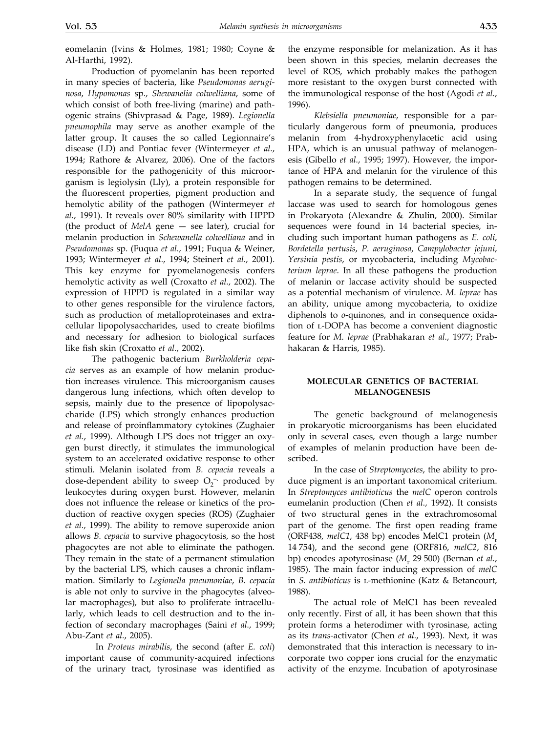eomelanin (Ivins & Holmes, 1981; 1980; Coyne & Al-Harthi, 1992).

Production of pyomelanin has been reported in many species of bacteria, like *Pseudomonas aeruginosa*, *Hypomonas* sp., *Shewanelia colwelliana*, some of which consist of both free-living (marine) and pathogenic strains (Shivprasad & Page, 1989). *Legionella pneumophila* may serve as another example of the latter group. It causes the so called Legionnaire's disease (LD) and Pontiac fever (Wintermeyer *et al.*, 1994; Rathore & Alvarez, 2006). One of the factors responsible for the pathogenicity of this microorganism is legiolysin (Lly), a protein responsible for the fluorescent properties, pigment production and hemolytic ability of the pathogen (Wintermeyer *et al.*, 1991). It reveals over 80% similarity with HPPD (the product of *MelA* gene — see later), crucial for melanin production in *Schewanella colwelliana* and in *Pseudomonas* sp. (Fuqua *et al.*, 1991; Fuqua & Weiner, 1993; Wintermeyer *et al.*, 1994; Steinert *et al.*, 2001). This key enzyme for pyomelanogenesis confers hemolytic activity as well (Croxatto *et al.*, 2002). The expression of HPPD is regulated in a similar way to other genes responsible for the virulence factors, such as production of metalloproteinases and extracellular lipopolysaccharides, used to create biofilms and necessary for adhesion to biological surfaces like fish skin (Croxatto *et al.*, 2002).

The pathogenic bacterium *Burkholderia cepacia* serves as an example of how melanin production increases virulence. This microorganism causes dangerous lung infections, which often develop to sepsis, mainly due to the presence of lipopolysaccharide (LPS) which strongly enhances production and release of proinflammatory cytokines (Zughaier *et al.*, 1999). Although LPS does not trigger an oxygen burst directly, it stimulates the immunological system to an accelerated oxidative response to other stimuli. Melanin isolated from *B. cepacia* reveals a dose-dependent ability to sweep $O_2^{-\cdot}$ produced by leukocytes during oxygen burst. However, melanin does not influence the release or kinetics of the production of reactive oxygen species (ROS) (Zughaier *et al.*, 1999). The ability to remove superoxide anion allows *B. cepacia* to survive phagocytosis, so the host phagocytes are not able to eliminate the pathogen. They remain in the state of a permanent stimulation by the bacterial LPS, which causes a chronic inflammation. Similarly to *Legionella pneumoniae*, *B. cepacia* is able not only to survive in the phagocytes (alveolar macrophages), but also to proliferate intracellularly, which leads to cell destruction and to the infection of secondary macrophages (Saini *et al.*, 1999; Abu-Zant *et al.*, 2005).

In *Proteus mirabilis*, the second (after *E. coli*) important cause of community-acquired infections of the urinary tract, tyrosinase was identified as the enzyme responsible for melanization. As it has been shown in this species, melanin decreases the level of ROS, which probably makes the pathogen more resistant to the oxygen burst connected with the immunological response of the host (Agodi *et al.*, 1996).

*Klebsiella pneumoniae*, responsible for a particularly dangerous form of pneumonia, produces melanin from 4-hydroxyphenylacetic acid using HPA, which is an unusual pathway of melanogenesis (Gibello *et al.*, 1995; 1997). However, the importance of HPA and melanin for the virulence of this pathogen remains to be determined.

In a separate study, the sequence of fungal laccase was used to search for homologous genes in Prokaryota (Alexandre & Zhulin, 2000). Similar sequences were found in 14 bacterial species, including such important human pathogens as *E. coli*, *Bordetella pertusis*, *P. aeruginosa*, *Campylobacter jejuni*, *Yersinia pestis*, or mycobacteria, including *Mycobacterium leprae*. In all these pathogens the production of melanin or laccase activity should be suspected as a potential mechanism of virulence. *M. leprae* has an ability, unique among mycobacteria, to oxidize diphenols to *o*-quinones, and in consequence oxidation of L-DOPA has become a convenient diagnostic feature for *M. leprae* (Prabhakaran *et al.*, 1977; Prabhakaran & Harris, 1985).

## MOLECULAR GENETICS OF BACTERIAL MELANOGENESIS

The genetic background of melanogenesis in prokaryotic microorganisms has been elucidated only in several cases, even though a large number of examples of melanin production have been described.

In the case of *Streptomycetes*, the ability to produce pigment is an important taxonomical criterium. In *Streptomyces antibioticus* the *melC* operon controls eumelanin production (Chen *et al.*, 1992). It consists of two structural genes in the extrachromosomal part of the genome. The first open reading frame (ORF438, *melC1*, 438 bp) encodes MelC1 protein ($M_r$ 14 754), and the second gene (ORF816, *melC2*, 816 bp) encodes apotyrosinase ($M_r$ 29 500) (Bernan *et al.*, 1985). The main factor inducing expression of *melC* in *S. antibioticus* is L-methionine (Katz & Betancourt, 1988).

The actual role of MelC1 has been revealed only recently. First of all, it has been shown that this protein forms a heterodimer with tyrosinase, acting as its *trans*-activator (Chen *et al.*, 1993). Next, it was demonstrated that this interaction is necessary to incorporate two copper ions crucial for the enzymatic activity of the enzyme. Incubation of apotyrosinase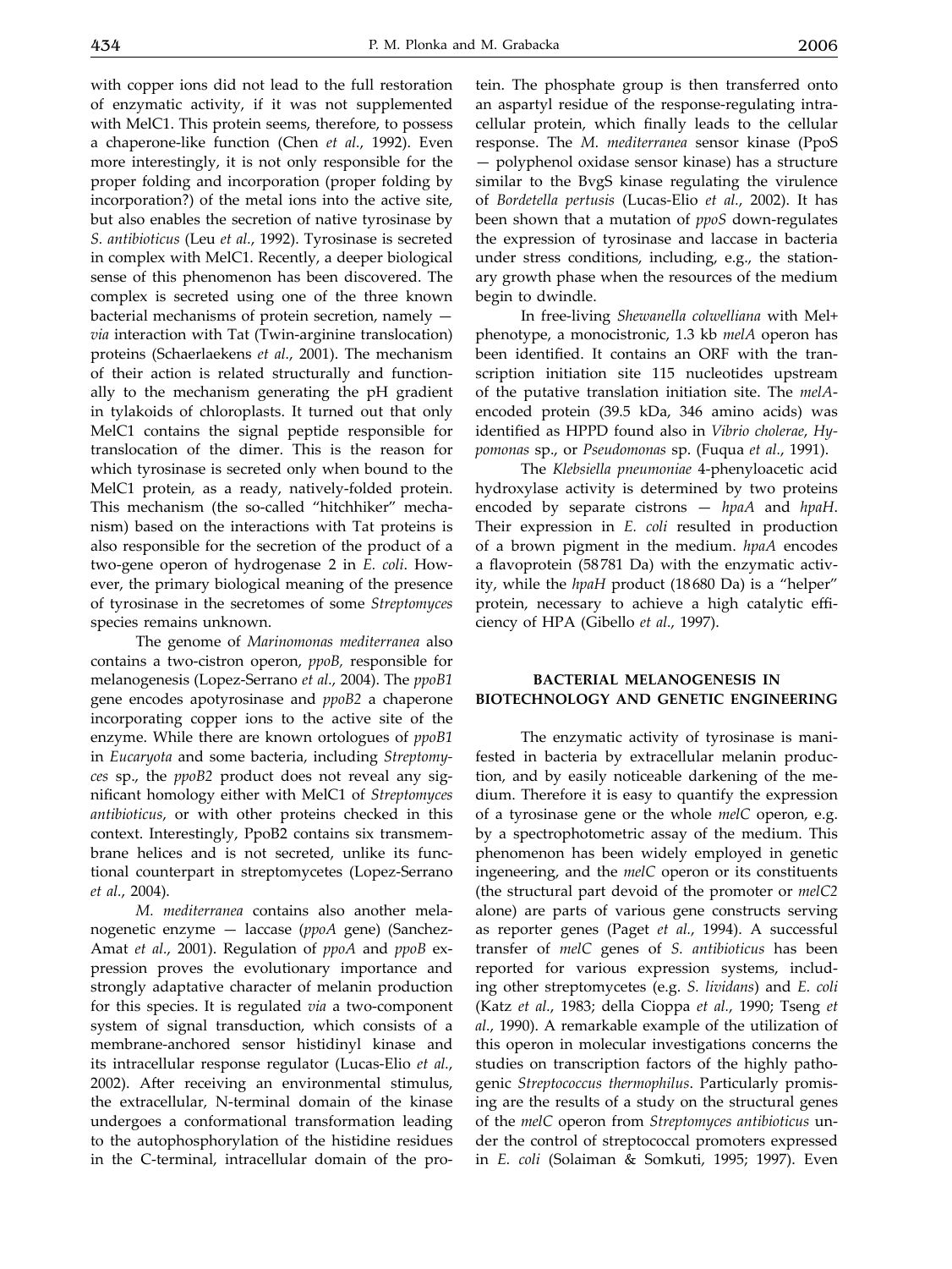with copper ions did not lead to the full restoration of enzymatic activity, if it was not supplemented with MelC1. This protein seems, therefore, to possess a chaperone-like function (Chen *et al.*, 1992). Even more interestingly, it is not only responsible for the proper folding and incorporation (proper folding by incorporation?) of the metal ions into the active site, but also enables the secretion of native tyrosinase by *S. antibioticus* (Leu *et al.*, 1992). Tyrosinase is secreted in complex with MelC1. Recently, a deeper biological sense of this phenomenon has been discovered. The complex is secreted using one of the three known bacterial mechanisms of protein secretion, namely — *via* interaction with Tat (Twin-arginine translocation) proteins (Schaerlaekens *et al.*, 2001). The mechanism of their action is related structurally and functionally to the mechanism generating the pH gradient in tylakoids of chloroplasts. It turned out that only MelC1 contains the signal peptide responsible for translocation of the dimer. This is the reason for which tyrosinase is secreted only when bound to the MelC1 protein, as a ready, natively-folded protein. This mechanism (the so-called "hitchhiker" mechanism) based on the interactions with Tat proteins is also responsible for the secretion of the product of a two-gene operon of hydrogenase 2 in *E. coli*. However, the primary biological meaning of the presence of tyrosinase in the secretomes of some *Streptomyces* species remains unknown.

The genome of *Marinomonas mediterranea* also contains a two-cistron operon, *ppoB,* responsible for melanogenesis (Lopez-Serrano *et al.*, 2004). The *ppoB1* gene encodes apotyrosinase and *ppoB2* a chaperone incorporating copper ions to the active site of the enzyme. While there are known ortologues of *ppoB1* in *Eucaryota* and some bacteria, including *Streptomyces* sp., the *ppoB2* product does not reveal any significant homology either with MelC1 of *Streptomyces antibioticus*, or with other proteins checked in this context. Interestingly, PpoB2 contains six transmembrane helices and is not secreted, unlike its functional counterpart in streptomycetes (Lopez-Serrano *et al.*, 2004).

*M. mediterranea* contains also another melanogenetic enzyme — laccase (*ppoA* gene) (Sanchez-Amat *et al.*, 2001). Regulation of *ppoA* and *ppoB* expression proves the evolutionary importance and strongly adaptative character of melanin production for this species. It is regulated *via* a two-component system of signal transduction, which consists of a membrane-anchored sensor histidinyl kinase and its intracellular response regulator (Lucas-Elio *et al.*, 2002). After receiving an environmental stimulus, the extracellular, N-terminal domain of the kinase undergoes a conformational transformation leading to the autophosphorylation of the histidine residues in the C-terminal, intracellular domain of the protein. The phosphate group is then transferred onto an aspartyl residue of the response-regulating intracellular protein, which finally leads to the cellular response. The *M. mediterranea* sensor kinase (PpoS — polyphenol oxidase sensor kinase) has a structure similar to the BvgS kinase regulating the virulence of *Bordetella pertusis* (Lucas-Elio *et al.*, 2002). It has been shown that a mutation of *ppoS* down-regulates the expression of tyrosinase and laccase in bacteria under stress conditions, including, e.g., the stationary growth phase when the resources of the medium begin to dwindle.

In free-living *Shewanella colwelliana* with Mel+ phenotype, a monocistronic, 1.3 kb *melA* operon has been identified. It contains an ORF with the transcription initiation site 115 nucleotides upstream of the putative translation initiation site. The *melA*-encoded protein (39.5 kDa, 346 amino acids) was identified as HPPD found also in *Vibrio cholerae*, *Hypomonas* sp., or *Pseudomonas* sp. (Fuqua *et al.*, 1991).

The *Klebsiella pneumoniae* 4-phenyloacetic acid hydroxylase activity is determined by two proteins encoded by separate cistrons — *hpaA* and *hpaH*. Their expression in *E. coli* resulted in production of a brown pigment in the medium. *hpaA* encodes a flavoprotein (58781 Da) with the enzymatic activity, while the *hpaH* product (18680 Da) is a "helper" protein, necessary to achieve a high catalytic efficiency of HPA (Gibello *et al.*, 1997).

## BACTERIAL MELANOGENESIS IN BIOTECHNOLOGY AND GENETIC ENGINEERING

The enzymatic activity of tyrosinase is manifested in bacteria by extracellular melanin production, and by easily noticeable darkening of the medium. Therefore it is easy to quantify the expression of a tyrosinase gene or the whole *melC* operon, e.g. by a spectrophotometric assay of the medium. This phenomenon has been widely employed in genetic ingeneering, and the *melC* operon or its constituents (the structural part devoid of the promoter or *melC2* alone) are parts of various gene constructs serving as reporter genes (Paget *et al.*, 1994). A successful transfer of *melC* genes of *S. antibioticus* has been reported for various expression systems, including other streptomycetes (e.g. *S. lividans*) and *E. coli* (Katz *et al.*, 1983; della Cioppa *et al.*, 1990; Tseng *et al.*, 1990). A remarkable example of the utilization of this operon in molecular investigations concerns the studies on transcription factors of the highly pathogenic *Streptococcus thermophilus*. Particularly promising are the results of a study on the structural genes of the *melC* operon from *Streptomyces antibioticus* under the control of streptococcal promoters expressed in *E. coli* (Solaiman & Somkuti, 1995; 1997). Even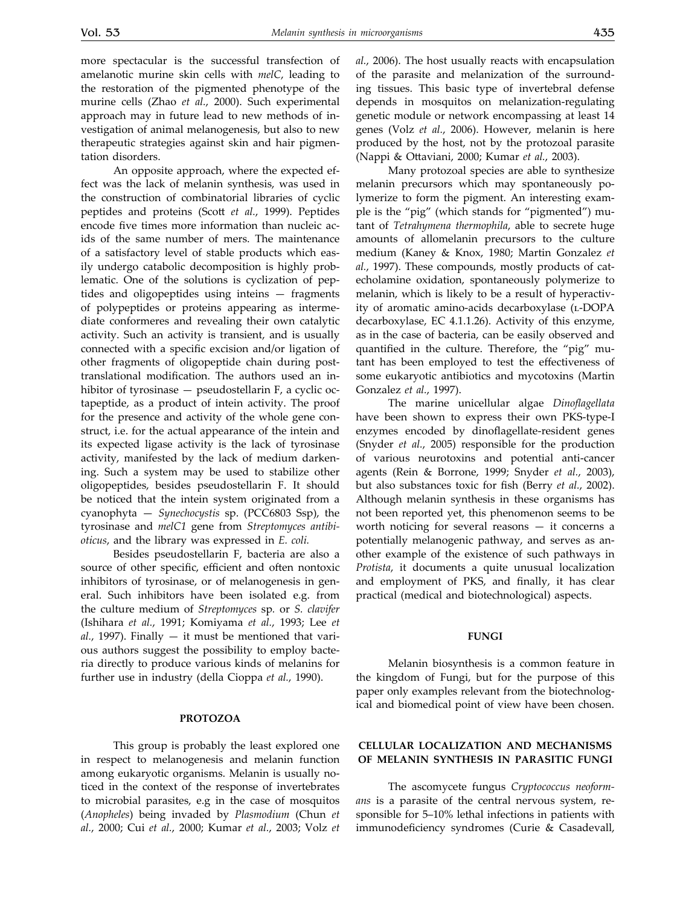more spectacular is the successful transfection of amelanotic murine skin cells with *melC*, leading to the restoration of the pigmented phenotype of the murine cells (Zhao *et al.*, 2000). Such experimental approach may in future lead to new methods of investigation of animal melanogenesis, but also to new therapeutic strategies against skin and hair pigmentation disorders.

An opposite approach, where the expected effect was the lack of melanin synthesis, was used in the construction of combinatorial libraries of cyclic peptides and proteins (Scott *et al.*, 1999). Peptides encode five times more information than nucleic acids of the same number of mers. The maintenance of a satisfactory level of stable products which easily undergo catabolic decomposition is highly problematic. One of the solutions is cyclization of peptides and oligopeptides using inteins — fragments of polypeptides or proteins appearing as intermediate conformeres and revealing their own catalytic activity. Such an activity is transient, and is usually connected with a specific excision and/or ligation of other fragments of oligopeptide chain during post-translational modification. The authors used an inhibitor of tyrosinase — pseudostellarin F, a cyclic octapeptide, as a product of intein activity. The proof for the presence and activity of the whole gene construct, i.e. for the actual appearance of the intein and its expected ligase activity is the lack of tyrosinase activity, manifested by the lack of medium darkening. Such a system may be used to stabilize other oligopeptides, besides pseudostellarin F. It should be noticed that the intein system originated from a cyanophyta — *Synechocystis* sp. (PCC6803 Ssp), the tyrosinase and *melC1* gene from *Streptomyces antibioticus*, and the library was expressed in *E. coli.*

Besides pseudostellarin F, bacteria are also a source of other specific, efficient and often nontoxic inhibitors of tyrosinase, or of melanogenesis in general. Such inhibitors have been isolated e.g. from the culture medium of *Streptomyces* sp. or *S. clavifer* (Ishihara *et al.*, 1991; Komiyama *et al.*, 1993; Lee *et al.*, 1997). Finally — it must be mentioned that various authors suggest the possibility to employ bacteria directly to produce various kinds of melanins for further use in industry (della Cioppa *et al.*, 1990).

## PROTOZOA

This group is probably the least explored one in respect to melanogenesis and melanin function among eukaryotic organisms. Melanin is usually noticed in the context of the response of invertebrates to microbial parasites, e.g in the case of mosquitos (*Anopheles*) being invaded by *Plasmodium* (Chun *et al.*, 2000; Cui *et al.*, 2000; Kumar *et al.*, 2003; Volz *et al.*, 2006). The host usually reacts with encapsulation of the parasite and melanization of the surrounding tissues. This basic type of invertebral defense depends in mosquitos on melanization-regulating genetic module or network encompassing at least 14 genes (Volz *et al.*, 2006). However, melanin is here produced by the host, not by the protozoal parasite (Nappi & Ottaviani, 2000; Kumar *et al.*, 2003).

Many protozoal species are able to synthesize melanin precursors which may spontaneously polymerize to form the pigment. An interesting example is the "pig" (which stands for "pigmented") mutant of *Tetrahymena thermophila*, able to secrete huge amounts of allomelanin precursors to the culture medium (Kaney & Knox, 1980; Martin Gonzalez *et al.*, 1997). These compounds, mostly products of catecholamine oxidation, spontaneously polymerize to melanin, which is likely to be a result of hyperactivity of aromatic amino-acids decarboxylase (L-DOPA decarboxylase, EC 4.1.1.26). Activity of this enzyme, as in the case of bacteria, can be easily observed and quantified in the culture. Therefore, the "pig" mutant has been employed to test the effectiveness of some eukaryotic antibiotics and mycotoxins (Martin Gonzalez *et al.*, 1997).

The marine unicellular algae *Dinoflagellata* have been shown to express their own PKS-type-I enzymes encoded by dinoflagellate-resident genes (Snyder *et al.*, 2005) responsible for the production of various neurotoxins and potential anti-cancer agents (Rein & Borrone, 1999; Snyder *et al.*, 2003), but also substances toxic for fish (Berry *et al.*, 2002). Although melanin synthesis in these organisms has not been reported yet, this phenomenon seems to be worth noticing for several reasons — it concerns a potentially melanogenic pathway, and serves as another example of the existence of such pathways in *Protista*, it documents a quite unusual localization and employment of PKS, and finally, it has clear practical (medical and biotechnological) aspects.

## FUNGI

Melanin biosynthesis is a common feature in the kingdom of Fungi, but for the purpose of this paper only examples relevant from the biotechnological and biomedical point of view have been chosen.

## CELLULAR LOCALIZATION AND MECHANISMS OF MELANIN SYNTHESIS IN PARASITIC FUNGI

The ascomycete fungus *Cryptococcus neoformans* is a parasite of the central nervous system, responsible for 5–10% lethal infections in patients with immunodeficiency syndromes (Curie & Casadevall,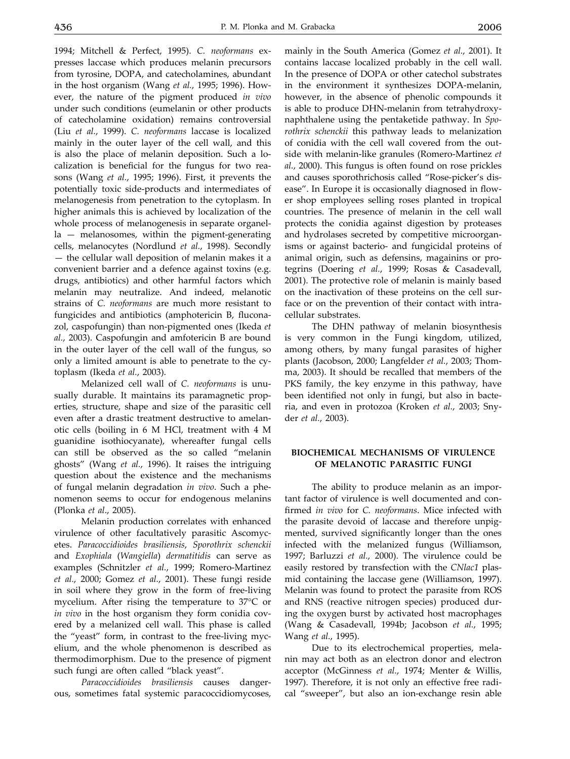1994; Mitchell & Perfect, 1995). *C. neoformans* expresses laccase which produces melanin precursors from tyrosine, DOPA, and catecholamines, abundant in the host organism (Wang *et al.*, 1995; 1996). However, the nature of the pigment produced *in vivo* under such conditions (eumelanin or other products of catecholamine oxidation) remains controversial (Liu *et al.*, 1999). *C. neoformans* laccase is localized mainly in the outer layer of the cell wall, and this is also the place of melanin deposition. Such a localization is beneficial for the fungus for two reasons (Wang *et al.*, 1995; 1996). First, it prevents the potentially toxic side-products and intermediates of melanogenesis from penetration to the cytoplasm. In higher animals this is achieved by localization of the whole process of melanogenesis in separate organella — melanosomes, within the pigment-generating cells, melanocytes (Nordlund *et al.*, 1998). Secondly — the cellular wall deposition of melanin makes it a convenient barrier and a defence against toxins (e.g. drugs, antibiotics) and other harmful factors which melanin may neutralize. And indeed, melanotic strains of *C. neoformans* are much more resistant to fungicides and antibiotics (amphotericin B, fluconazol, caspofungin) than non-pigmented ones (Ikeda *et al.*, 2003). Caspofungin and amfotericin B are bound in the outer layer of the cell wall of the fungus, so only a limited amount is able to penetrate to the cytoplasm (Ikeda *et al.*, 2003).

Melanized cell wall of *C. neoformans* is unusually durable. It maintains its paramagnetic properties, structure, shape and size of the parasitic cell even after a drastic treatment destructive to amelanotic cells (boiling in 6 M HCl, treatment with 4 M guanidine isothiocyanate), whereafter fungal cells can still be observed as the so called "melanin ghosts" (Wang *et al.*, 1996). It raises the intriguing question about the existence and the mechanisms of fungal melanin degradation *in vivo*. Such a phenomenon seems to occur for endogenous melanins (Plonka *et al*., 2005).

Melanin production correlates with enhanced virulence of other facultatively parasitic Ascomycetes. *Paracoccidioides brasiliensis*, *Sporothrix schenckii* and *Exophiala* (*Wangiella*) *dermatitidis* can serve as examples (Schnitzler *et al.*, 1999; Romero-Martinez *et al.*, 2000; Gomez *et al.*, 2001). These fungi reside in soil where they grow in the form of free-living mycelium. After rising the temperature to 37°C or *in vivo* in the host organism they form conidia covered by a melanized cell wall. This phase is called the "yeast" form, in contrast to the free-living mycelium, and the whole phenomenon is described as thermodimorphism. Due to the presence of pigment such fungi are often called "black yeast".

*Paracoccidioides brasiliensis* causes dangerous, sometimes fatal systemic paracoccidiomycoses, mainly in the South America (Gomez *et al.*, 2001). It contains laccase localized probably in the cell wall. In the presence of DOPA or other catechol substrates in the environment it synthesizes DOPA-melanin, however, in the absence of phenolic compounds it is able to produce DHN-melanin from tetrahydroxynaphthalene using the pentaketide pathway. In *Sporothrix schenckii* this pathway leads to melanization of conidia with the cell wall covered from the outside with melanin-like granules (Romero-Martinez *et al.*, 2000). This fungus is often found on rose prickles and causes sporothrichosis called "Rose-picker's disease". In Europe it is occasionally diagnosed in flower shop employees selling roses planted in tropical countries. The presence of melanin in the cell wall protects the conidia against digestion by proteases and hydrolases secreted by competitive microorganisms or against bacterio- and fungicidal proteins of animal origin, such as defensins, magainins or protegrins (Doering *et al.*, 1999; Rosas & Casadevall, 2001). The protective role of melanin is mainly based on the inactivation of these proteins on the cell surface or on the prevention of their contact with intracellular substrates.

The DHN pathway of melanin biosynthesis is very common in the Fungi kingdom, utilized, among others, by many fungal parasites of higher plants (Jacobson, 2000; Langfelder *et al.*, 2003; Thomma, 2003). It should be recalled that members of the PKS family, the key enzyme in this pathway, have been identified not only in fungi, but also in bacteria, and even in protozoa (Kroken *et al.*, 2003; Snyder *et al.*, 2003).

## BIOCHEMICAL MECHANISMS OF VIRULENCE OF MELANOTIC PARASITIC FUNGI

The ability to produce melanin as an important factor of virulence is well documented and confirmed *in vivo* for *C. neoformans*. Mice infected with the parasite devoid of laccase and therefore unpigmented, survived significantly longer than the ones infected with the melanized fungus (Williamson, 1997; Barluzzi *et al.*, 2000). The virulence could be easily restored by transfection with the *CNlac1* plasmid containing the laccase gene (Williamson, 1997). Melanin was found to protect the parasite from ROS and RNS (reactive nitrogen species) produced during the oxygen burst by activated host macrophages (Wang & Casadevall, 1994b; Jacobson *et al.*, 1995; Wang *et al.*, 1995).

Due to its electrochemical properties, melanin may act both as an electron donor and electron acceptor (McGinness *et al.*, 1974; Menter & Willis, 1997). Therefore, it is not only an effective free radical "sweeper", but also an ion-exchange resin able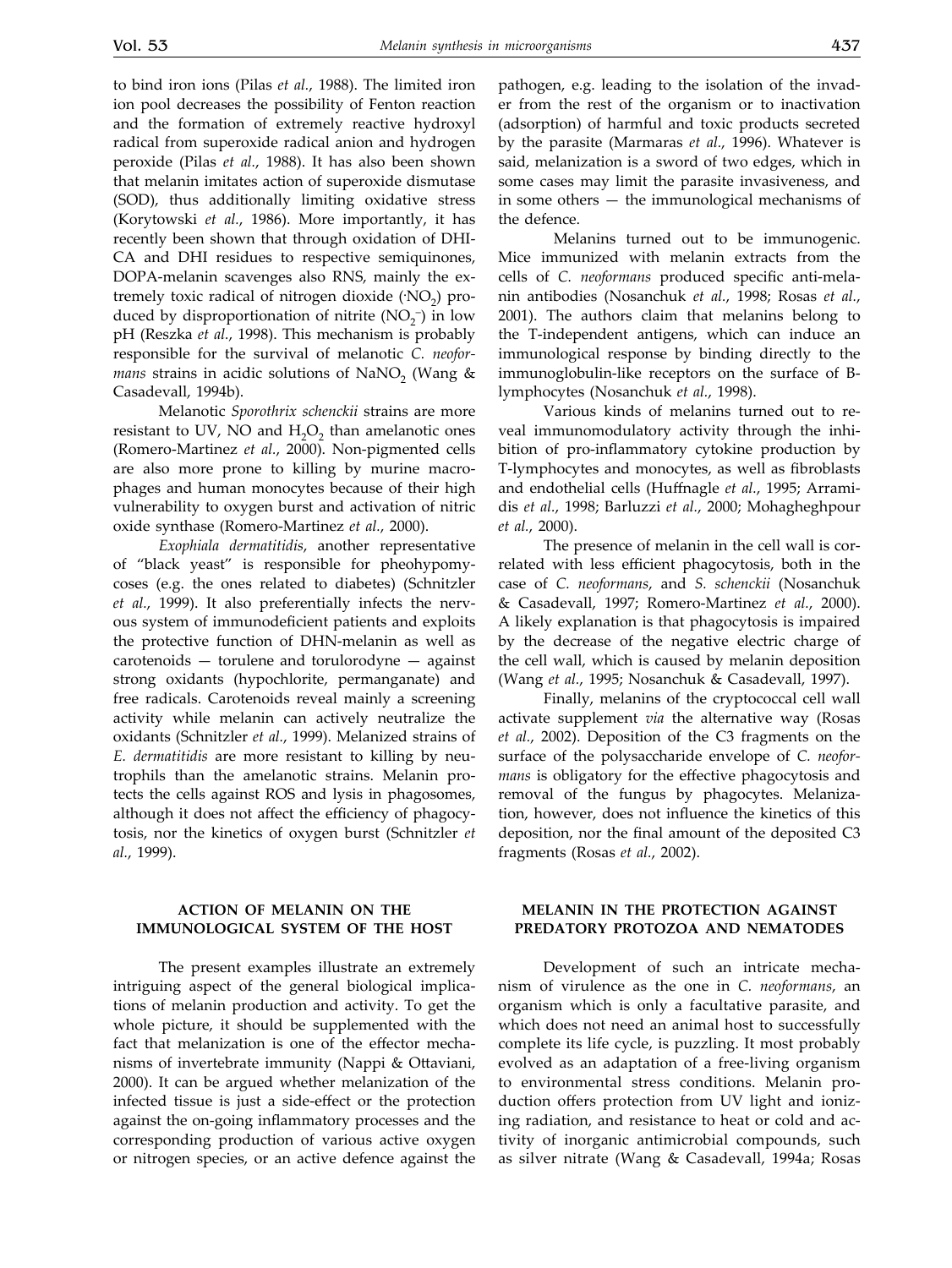to bind iron ions (Pilas *et al.*, 1988). The limited iron ion pool decreases the possibility of Fenton reaction and the formation of extremely reactive hydroxyl radical from superoxide radical anion and hydrogen peroxide (Pilas *et al.*, 1988). It has also been shown that melanin imitates action of superoxide dismutase (SOD), thus additionally limiting oxidative stress (Korytowski *et al.*, 1986). More importantly, it has recently been shown that through oxidation of DHICA and DHI residues to respective semiquinones, DOPA-melanin scavenges also RNS, mainly the extremely toxic radical of nitrogen dioxide ($\cdot NO_2$) produced by disproportionation of nitrite ($NO_2^-$) in low pH (Reszka *et al.*, 1998). This mechanism is probably responsible for the survival of melanotic *C. neoformans* strains in acidic solutions of $NaNO_2$ (Wang & Casadevall, 1994b).

Melanotic *Sporothrix schenckii* strains are more resistant to UV, NO and $H_2O_2$ than amelanotic ones (Romero-Martinez *et al.*, 2000). Non-pigmented cells are also more prone to killing by murine macrophages and human monocytes because of their high vulnerability to oxygen burst and activation of nitric oxide synthase (Romero-Martinez *et al.*, 2000).

*Exophiala dermatitidis*, another representative of "black yeast" is responsible for pheohypomycoses (e.g. the ones related to diabetes) (Schnitzler *et al.*, 1999). It also preferentially infects the nervous system of immunodeficient patients and exploits the protective function of DHN-melanin as well as carotenoids — torulene and torulorodyne — against strong oxidants (hypochlorite, permanganate) and free radicals. Carotenoids reveal mainly a screening activity while melanin can actively neutralize the oxidants (Schnitzler *et al.*, 1999). Melanized strains of *E. dermatitidis* are more resistant to killing by neutrophils than the amelanotic strains. Melanin protects the cells against ROS and lysis in phagosomes, although it does not affect the efficiency of phagocytosis, nor the kinetics of oxygen burst (Schnitzler *et al.*, 1999).

## ACTION OF MELANIN ON THE IMMUNOLOGICAL SYSTEM OF THE HOST

The present examples illustrate an extremely intriguing aspect of the general biological implications of melanin production and activity. To get the whole picture, it should be supplemented with the fact that melanization is one of the effector mechanisms of invertebrate immunity (Nappi & Ottaviani, 2000). It can be argued whether melanization of the infected tissue is just a side-effect or the protection against the on-going inflammatory processes and the corresponding production of various active oxygen or nitrogen species, or an active defence against the pathogen, e.g. leading to the isolation of the invader from the rest of the organism or to inactivation (adsorption) of harmful and toxic products secreted by the parasite (Marmaras *et al.*, 1996). Whatever is said, melanization is a sword of two edges, which in some cases may limit the parasite invasiveness, and in some others — the immunological mechanisms of the defence.

Melanins turned out to be immunogenic. Mice immunized with melanin extracts from the cells of *C. neoformans* produced specific anti-melanin antibodies (Nosanchuk *et al.*, 1998; Rosas *et al.*, 2001). The authors claim that melanins belong to the T-independent antigens, which can induce an immunological response by binding directly to the immunoglobulin-like receptors on the surface of B-lymphocytes (Nosanchuk *et al.*, 1998).

Various kinds of melanins turned out to reveal immunomodulatory activity through the inhibition of pro-inflammatory cytokine production by T-lymphocytes and monocytes, as well as fibroblasts and endothelial cells (Huffnagle *et al.*, 1995; Arramidis *et al.*, 1998; Barluzzi *et al.*, 2000; Mohagheghpour *et al.*, 2000).

The presence of melanin in the cell wall is correlated with less efficient phagocytosis, both in the case of *C. neoformans*, and *S. schenckii* (Nosanchuk & Casadevall, 1997; Romero-Martinez *et al.*, 2000). A likely explanation is that phagocytosis is impaired by the decrease of the negative electric charge of the cell wall, which is caused by melanin deposition (Wang *et al.*, 1995; Nosanchuk & Casadevall, 1997).

Finally, melanins of the cryptococcal cell wall activate supplement *via* the alternative way (Rosas *et al.*, 2002). Deposition of the C3 fragments on the surface of the polysaccharide envelope of *C. neoformans* is obligatory for the effective phagocytosis and removal of the fungus by phagocytes. Melanization, however, does not influence the kinetics of this deposition, nor the final amount of the deposited C3 fragments (Rosas *et al.*, 2002).

## MELANIN IN THE PROTECTION AGAINST PREDATORY PROTOZOA AND NEMATODES

Development of such an intricate mechanism of virulence as the one in *C. neoformans*, an organism which is only a facultative parasite, and which does not need an animal host to successfully complete its life cycle, is puzzling. It most probably evolved as an adaptation of a free-living organism to environmental stress conditions. Melanin production offers protection from UV light and ionizing radiation, and resistance to heat or cold and activity of inorganic antimicrobial compounds, such as silver nitrate (Wang & Casadevall, 1994a; Rosas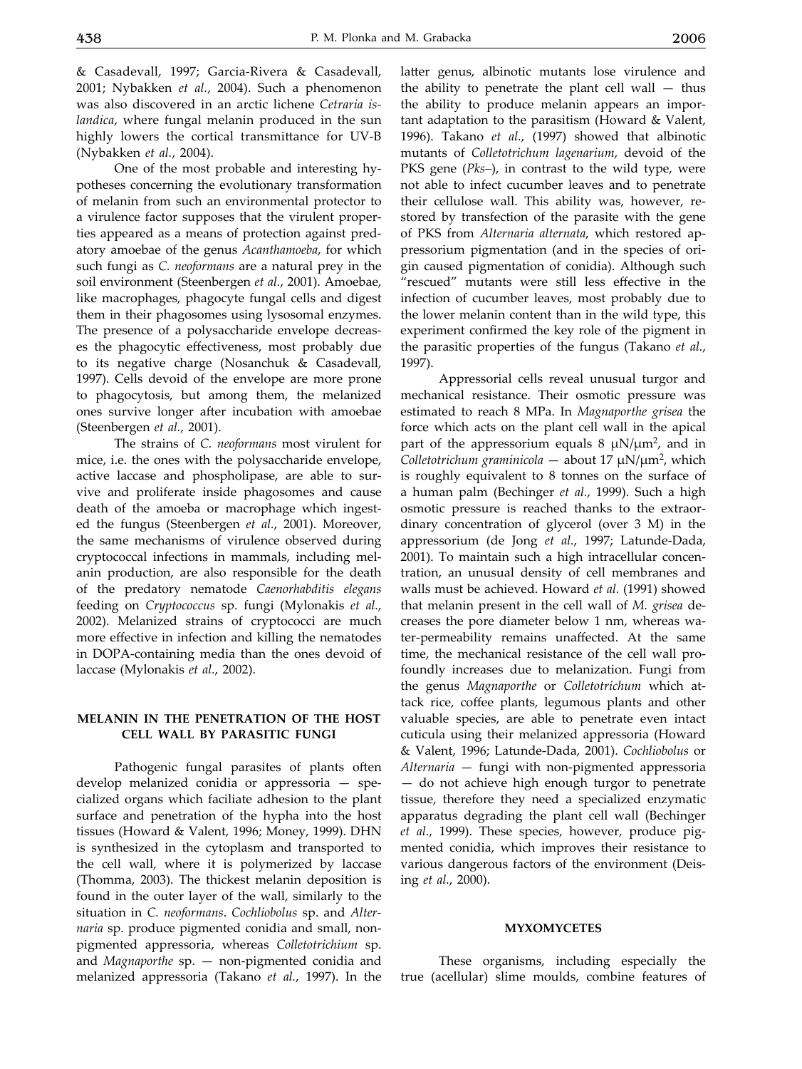& Casadevall, 1997; Garcia-Rivera & Casadevall, 2001; Nybakken *et al.*, 2004). Such a phenomenon was also discovered in an arctic lichene *Cetraria islandica*, where fungal melanin produced in the sun highly lowers the cortical transmittance for UV-B (Nybakken *et al.*, 2004).

One of the most probable and interesting hypotheses concerning the evolutionary transformation of melanin from such an environmental protector to a virulence factor supposes that the virulent properties appeared as a means of protection against predatory amoebae of the genus *Acanthamoeba*, for which such fungi as *C. neoformans* are a natural prey in the soil environment (Steenbergen *et al.*, 2001). Amoebae, like macrophages, phagocyte fungal cells and digest them in their phagosomes using lysosomal enzymes. The presence of a polysaccharide envelope decreases the phagocytic effectiveness, most probably due to its negative charge (Nosanchuk & Casadevall, 1997). Cells devoid of the envelope are more prone to phagocytosis, but among them, the melanized ones survive longer after incubation with amoebae (Steenbergen *et al.*, 2001).

The strains of *C. neoformans* most virulent for mice, i.e. the ones with the polysaccharide envelope, active laccase and phospholipase, are able to survive and proliferate inside phagosomes and cause death of the amoeba or macrophage which ingested the fungus (Steenbergen *et al.*, 2001). Moreover, the same mechanisms of virulence observed during cryptococcal infections in mammals, including melanin production, are also responsible for the death of the predatory nematode *Caenorhabditis elegans* feeding on *Cryptococcus* sp. fungi (Mylonakis *et al.*, 2002). Melanized strains of cryptococci are much more effective in infection and killing the nematodes in DOPA-containing media than the ones devoid of laccase (Mylonakis *et al.*, 2002).

## MELANIN IN THE PENETRATION OF THE HOST CELL WALL BY PARASITIC FUNGI

Pathogenic fungal parasites of plants often develop melanized conidia or appressoria — specialized organs which faciliate adhesion to the plant surface and penetration of the hypha into the host tissues (Howard & Valent, 1996; Money, 1999). DHN is synthesized in the cytoplasm and transported to the cell wall, where it is polymerized by laccase (Thomma, 2003). The thickest melanin deposition is found in the outer layer of the wall, similarly to the situation in *C. neoformans*. *Cochliobolus* sp. and *Alternaria* sp. produce pigmented conidia and small, non-pigmented appressoria, whereas *Colletotrichium* sp. and *Magnaporthe* sp. — non-pigmented conidia and melanized appressoria (Takano *et al.*, 1997). In the latter genus, albinotic mutants lose virulence and the ability to penetrate the plant cell wall — thus the ability to produce melanin appears an important adaptation to the parasitism (Howard & Valent, 1996). Takano *et al.*, (1997) showed that albinotic mutants of *Colletotrichum lagenarium*, devoid of the PKS gene (*Pks*–), in contrast to the wild type, were not able to infect cucumber leaves and to penetrate their cellulose wall. This ability was, however, restored by transfection of the parasite with the gene of PKS from *Alternaria alternata*, which restored appressorium pigmentation (and in the species of origin caused pigmentation of conidia). Although such "rescued" mutants were still less effective in the infection of cucumber leaves, most probably due to the lower melanin content than in the wild type, this experiment confirmed the key role of the pigment in the parasitic properties of the fungus (Takano *et al.*, 1997).

Appressorial cells reveal unusual turgor and mechanical resistance. Their osmotic pressure was estimated to reach 8 MPa. In *Magnaporthe grisea* the force which acts on the plant cell wall in the apical part of the appressorium equals 8 $\mu N/\mu m^2$, and in *Colletotrichum graminicola* — about 17 $\mu N/\mu m^2$, which is roughly equivalent to 8 tonnes on the surface of a human palm (Bechinger *et al.*, 1999). Such a high osmotic pressure is reached thanks to the extraordinary concentration of glycerol (over 3 M) in the appressorium (de Jong *et al.*, 1997; Latunde-Dada, 2001). To maintain such a high intracellular concentration, an unusual density of cell membranes and walls must be achieved. Howard *et al.* (1991) showed that melanin present in the cell wall of *M. grisea* decreases the pore diameter below 1 nm, whereas water-permeability remains unaffected. At the same time, the mechanical resistance of the cell wall profoundly increases due to melanization. Fungi from the genus *Magnaporthe* or *Colletotrichum* which attack rice, coffee plants, legumous plants and other valuable species, are able to penetrate even intact cuticula using their melanized appressoria (Howard & Valent, 1996; Latunde-Dada, 2001). *Cochliobolus* or *Alternaria* — fungi with non-pigmented appressoria — do not achieve high enough turgor to penetrate tissue, therefore they need a specialized enzymatic apparatus degrading the plant cell wall (Bechinger *et al.*, 1999). These species, however, produce pigmented conidia, which improves their resistance to various dangerous factors of the environment (Deising *et al.*, 2000).

## MYXOMYCETES

These organisms, including especially the true (acellular) slime moulds, combine features of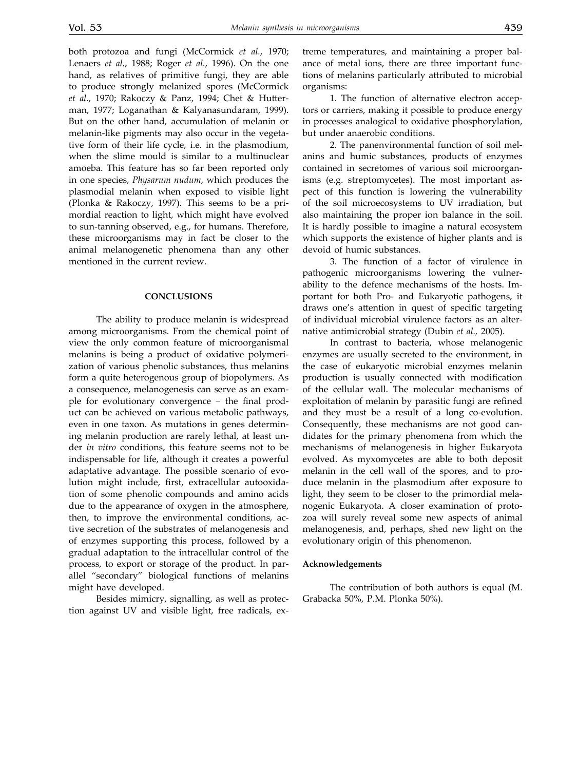both protozoa and fungi (McCormick *et al.*, 1970; Lenaers *et al.*, 1988; Roger *et al.*, 1996). On the one hand, as relatives of primitive fungi, they are able to produce strongly melanized spores (McCormick *et al.*, 1970; Rakoczy & Panz, 1994; Chet & Hutterman, 1977; Loganathan & Kalyanasundaram, 1999). But on the other hand, accumulation of melanin or melanin-like pigments may also occur in the vegetative form of their life cycle, i.e. in the plasmodium, when the slime mould is similar to a multinuclear amoeba. This feature has so far been reported only in one species, *Physarum nudum*, which produces the plasmodial melanin when exposed to visible light (Plonka & Rakoczy, 1997). This seems to be a primordial reaction to light, which might have evolved to sun-tanning observed, e.g., for humans. Therefore, these microorganisms may in fact be closer to the animal melanogenetic phenomena than any other mentioned in the current review.

## CONCLUSIONS

The ability to produce melanin is widespread among microorganisms. From the chemical point of view the only common feature of microorganismal melanins is being a product of oxidative polymerization of various phenolic substances, thus melanins form a quite heterogenous group of biopolymers. As a consequence, melanogenesis can serve as an example for evolutionary convergence – the final product can be achieved on various metabolic pathways, even in one taxon. As mutations in genes determining melanin production are rarely lethal, at least under *in vitro* conditions, this feature seems not to be indispensable for life, although it creates a powerful adaptative advantage. The possible scenario of evolution might include, first, extracellular autooxidation of some phenolic compounds and amino acids due to the appearance of oxygen in the atmosphere, then, to improve the environmental conditions, active secretion of the substrates of melanogenesis and of enzymes supporting this process, followed by a gradual adaptation to the intracellular control of the process, to export or storage of the product. In parallel "secondary" biological functions of melanins might have developed.

Besides mimicry, signalling, as well as protection against UV and visible light, free radicals, extreme temperatures, and maintaining a proper balance of metal ions, there are three important functions of melanins particularly attributed to microbial organisms:

1. The function of alternative electron acceptors or carriers, making it possible to produce energy in processes analogical to oxidative phosphorylation, but under anaerobic conditions.

2. The panenvironmental function of soil melanins and humic substances, products of enzymes contained in secretomes of various soil microorganisms (e.g. streptomycetes). The most important aspect of this function is lowering the vulnerability of the soil microecosystems to UV irradiation, but also maintaining the proper ion balance in the soil. It is hardly possible to imagine a natural ecosystem which supports the existence of higher plants and is devoid of humic substances.

3. The function of a factor of virulence in pathogenic microorganisms lowering the vulnerability to the defence mechanisms of the hosts. Important for both Pro- and Eukaryotic pathogens, it draws one's attention in quest of specific targeting of individual microbial virulence factors as an alternative antimicrobial strategy (Dubin *et al.,* 2005).

In contrast to bacteria, whose melanogenic enzymes are usually secreted to the environment, in the case of eukaryotic microbial enzymes melanin production is usually connected with modification of the cellular wall. The molecular mechanisms of exploitation of melanin by parasitic fungi are refined and they must be a result of a long co-evolution. Consequently, these mechanisms are not good candidates for the primary phenomena from which the mechanisms of melanogenesis in higher Eukaryota evolved. As myxomycetes are able to both deposit melanin in the cell wall of the spores, and to produce melanin in the plasmodium after exposure to light, they seem to be closer to the primordial melanogenic Eukaryota. A closer examination of protozoa will surely reveal some new aspects of animal melanogenesis, and, perhaps, shed new light on the evolutionary origin of this phenomenon.

### Acknowledgements

The contribution of both authors is equal (M. Grabacka 50%, P.M. Plonka 50%).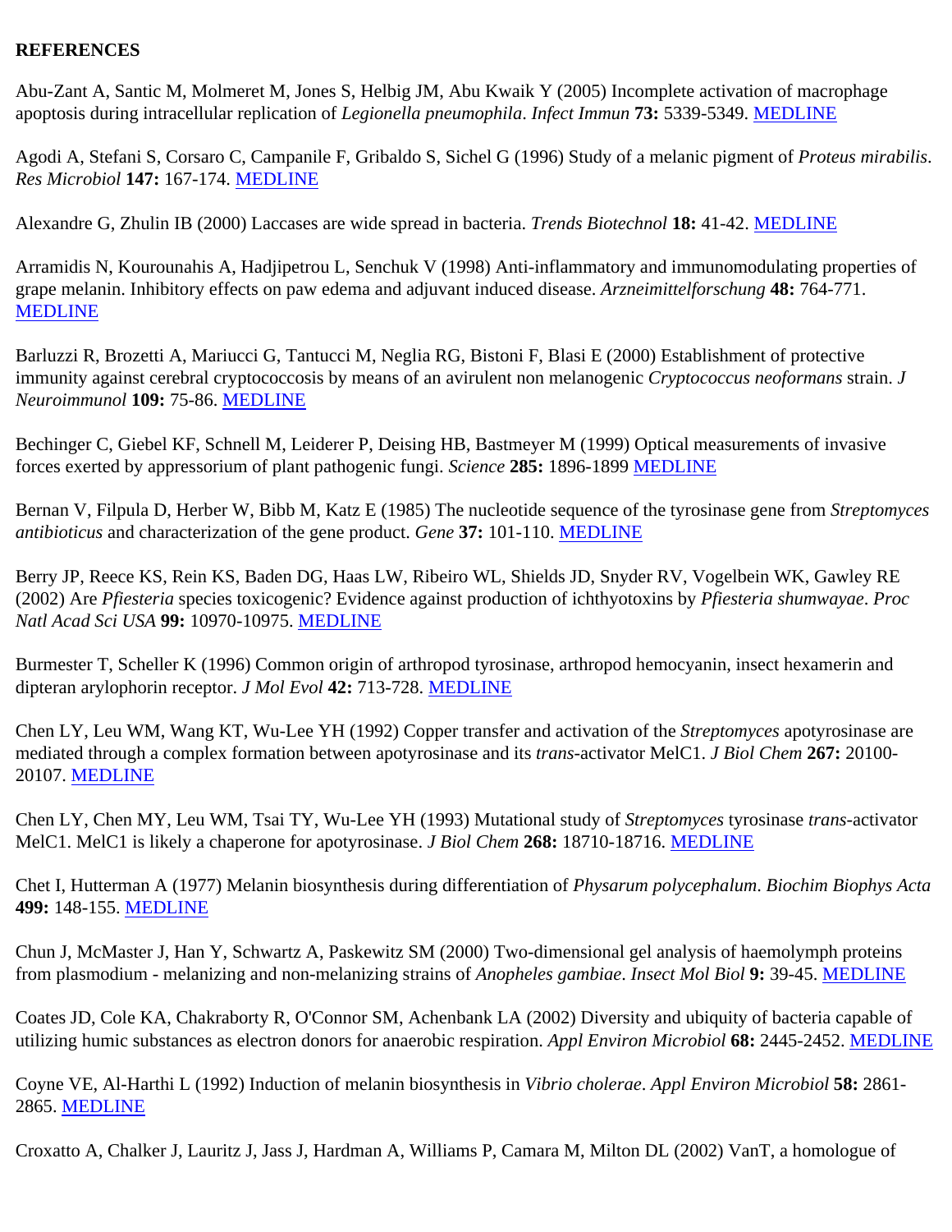**REFERENCES**

Abu-Zant A, Santic M, Molmeret M, Jones S, Helbig JM, Abu Kwaik Y (2005) Incomplete activation of macrophage apoptosis during intracellular replication of *Legionella pneumophila*. *Infect Immun* **73:** 5339-5349. MEDLINE

Agodi A, Stefani S, Corsaro C, Campanile F, Gribaldo S, Sichel G (1996) Study of a melanic pigment of *Proteus mirabilis*. *Res Microbiol* **147:** 167-174. MEDLINE

Alexandre G, Zhulin IB (2000) Laccases are wide spread in bacteria. *Trends Biotechnol* **18:** 41-42. MEDLINE

Arramidis N, Kourounahis A, Hadjipetrou L, Senchuk V (1998) Anti-inflammatory and immunomodulating properties of grape melanin. Inhibitory effects on paw edema and adjuvant induced disease. *Arzneimittelforschung* **48:** 764-771. MEDLINE

Barluzzi R, Brozetti A, Mariucci G, Tantucci M, Neglia RG, Bistoni F, Blasi E (2000) Establishment of protective immunity against cerebral cryptococcosis by means of an avirulent non melanogenic *Cryptococcus neoformans* strain. *J Neuroimmunol* **109:** 75-86. MEDLINE

Bechinger C, Giebel KF, Schnell M, Leiderer P, Deising HB, Bastmeyer M (1999) Optical measurements of invasive forces exerted by appressorium of plant pathogenic fungi. *Science* **285:** 1896-1899 MEDLINE

Bernan V, Filpula D, Herber W, Bibb M, Katz E (1985) The nucleotide sequence of the tyrosinase gene from *Streptomyces antibioticus* and characterization of the gene product. *Gene* **37:** 101-110. MEDLINE

Berry JP, Reece KS, Rein KS, Baden DG, Haas LW, Ribeiro WL, Shields JD, Snyder RV, Vogelbein WK, Gawley RE (2002) Are *Pfiesteria* species toxicogenic? Evidence against production of ichthyotoxins by *Pfiesteria shumwayae*. *Proc Natl Acad Sci USA* **99:** 10970-10975. MEDLINE

Burmester T, Scheller K (1996) Common origin of arthropod tyrosinase, arthropod hemocyanin, insect hexamerin and dipteran arylophorin receptor. *J Mol Evol* **42:** 713-728. MEDLINE

Chen LY, Leu WM, Wang KT, Wu-Lee YH (1992) Copper transfer and activation of the *Streptomyces* apotyrosinase are mediated through a complex formation between apotyrosinase and its *trans*-activator MelC1. *J Biol Chem* **267:** 20100-20107. MEDLINE

Chen LY, Chen MY, Leu WM, Tsai TY, Wu-Lee YH (1993) Mutational study of *Streptomyces* tyrosinase *trans*-activator MelC1. MelC1 is likely a chaperone for apotyrosinase. *J Biol Chem* **268:** 18710-18716. MEDLINE

Chet I, Hutterman A (1977) Melanin biosynthesis during differentiation of *Physarum polycephalum*. *Biochim Biophys Acta* **499:** 148-155. MEDLINE

Chun J, McMaster J, Han Y, Schwartz A, Paskewitz SM (2000) Two-dimensional gel analysis of haemolymph proteins from plasmodium - melanizing and non-melanizing strains of *Anopheles gambiae*. *Insect Mol Biol* **9:** 39-45. MEDLINE

Coates JD, Cole KA, Chakraborty R, O'Connor SM, Achenbank LA (2002) Diversity and ubiquity of bacteria capable of utilizing humic substances as electron donors for anaerobic respiration. *Appl Environ Microbiol* **68:** 2445-2452. MEDLINE

Coyne VE, Al-Harthi L (1992) Induction of melanin biosynthesis in *Vibrio cholerae*. *Appl Environ Microbiol* **58:** 2861-2865. MEDLINE

Croxatto A, Chalker J, Lauritz J, Jass J, Hardman A, Williams P, Camara M, Milton DL (2002) VanT, a homologue of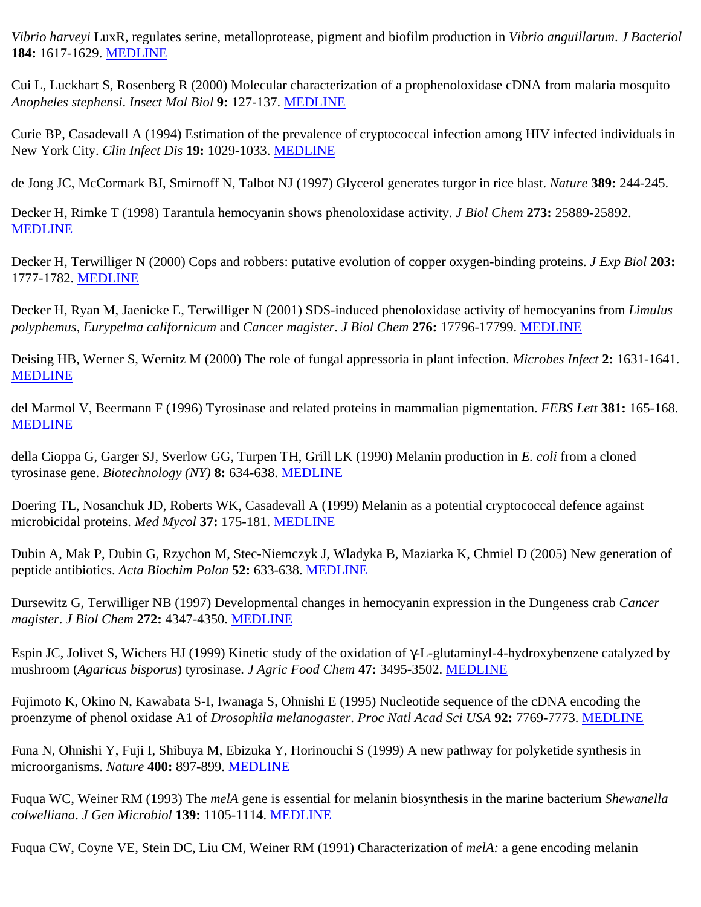*Vibrio harveyi* LuxR, regulates serine, metalloprotease, pigment and biofilm production in *Vibrio anguillarum*. *J Bacteriol* **184:** 1617-1629. MEDLINE

Cui L, Luckhart S, Rosenberg R (2000) Molecular characterization of a prophenoloxidase cDNA from malaria mosquito *Anopheles stephensi*. *Insect Mol Biol* **9:** 127-137. MEDLINE

Curie BP, Casadevall A (1994) Estimation of the prevalence of cryptococcal infection among HIV infected individuals in New York City. *Clin Infect Dis* **19:** 1029-1033. MEDLINE

de Jong JC, McCormark BJ, Smirnoff N, Talbot NJ (1997) Glycerol generates turgor in rice blast. *Nature* **389:** 244-245.

Decker H, Rimke T (1998) Tarantula hemocyanin shows phenoloxidase activity. *J Biol Chem* **273:** 25889-25892. MEDLINE

Decker H, Terwilliger N (2000) Cops and robbers: putative evolution of copper oxygen-binding proteins. *J Exp Biol* **203:** 1777-1782. MEDLINE

Decker H, Ryan M, Jaenicke E, Terwilliger N (2001) SDS-induced phenoloxidase activity of hemocyanins from *Limulus polyphemus*, *Eurypelma californicum* and *Cancer magister*. *J Biol Chem* **276:** 17796-17799. MEDLINE

Deising HB, Werner S, Wernitz M (2000) The role of fungal appressoria in plant infection. *Microbes Infect* **2:** 1631-1641. MEDLINE

del Marmol V, Beermann F (1996) Tyrosinase and related proteins in mammalian pigmentation. *FEBS Lett* **381:** 165-168. MEDLINE

della Cioppa G, Garger SJ, Sverlow GG, Turpen TH, Grill LK (1990) Melanin production in *E. coli* from a cloned tyrosinase gene. *Biotechnology (NY)* **8:** 634-638. MEDLINE

Doering TL, Nosanchuk JD, Roberts WK, Casadevall A (1999) Melanin as a potential cryptococcal defence against microbicidal proteins. *Med Mycol* **37:** 175-181. MEDLINE

Dubin A, Mak P, Dubin G, Rzychon M, Stec-Niemczyk J, Wladyka B, Maziarka K, Chmiel D (2005) New generation of peptide antibiotics. *Acta Biochim Polon* **52:** 633-638. MEDLINE

Dursewitz G, Terwilliger NB (1997) Developmental changes in hemocyanin expression in the Dungeness crab *Cancer magister*. *J Biol Chem* **272:** 4347-4350. MEDLINE

Espin JC, Jolivet S, Wichers HJ (1999) Kinetic study of the oxidation of γ-L-glutaminyl-4-hydroxybenzene catalyzed by mushroom (*Agaricus bisporus*) tyrosinase. *J Agric Food Chem* **47:** 3495-3502. MEDLINE

Fujimoto K, Okino N, Kawabata S-I, Iwanaga S, Ohnishi E (1995) Nucleotide sequence of the cDNA encoding the proenzyme of phenol oxidase A1 of *Drosophila melanogaster*. *Proc Natl Acad Sci USA* **92:** 7769-7773. MEDLINE

Funa N, Ohnishi Y, Fuji I, Shibuya M, Ebizuka Y, Horinouchi S (1999) A new pathway for polyketide synthesis in microorganisms. *Nature* **400:** 897-899. MEDLINE

Fuqua WC, Weiner RM (1993) The *melA* gene is essential for melanin biosynthesis in the marine bacterium *Shewanella colwelliana*. *J Gen Microbiol* **139:** 1105-1114. MEDLINE

Fuqua CW, Coyne VE, Stein DC, Liu CM, Weiner RM (1991) Characterization of *melA:* a gene encoding melanin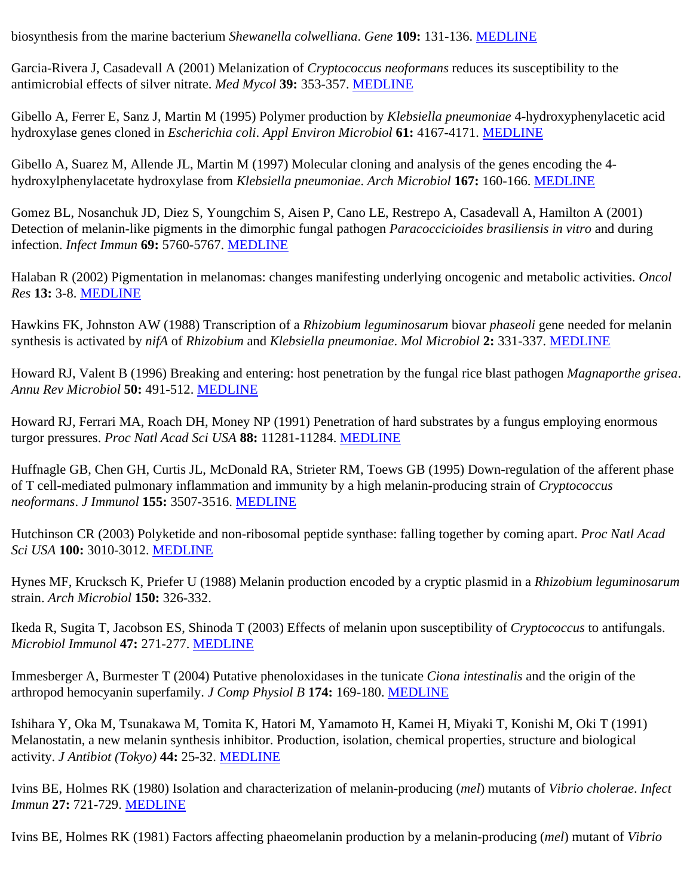biosynthesis from the marine bacterium *Shewanella colwelliana*. *Gene* **109:** 131-136. MEDLINE

Garcia-Rivera J, Casadevall A (2001) Melanization of *Cryptococcus neoformans* reduces its susceptibility to the antimicrobial effects of silver nitrate. *Med Mycol* **39:** 353-357. MEDLINE

Gibello A, Ferrer E, Sanz J, Martin M (1995) Polymer production by *Klebsiella pneumoniae* 4-hydroxyphenylacetic acid hydroxylase genes cloned in *Escherichia coli*. *Appl Environ Microbiol* **61:** 4167-4171. MEDLINE

Gibello A, Suarez M, Allende JL, Martin M (1997) Molecular cloning and analysis of the genes encoding the 4-hydroxylphenylacetate hydroxylase from *Klebsiella pneumoniae*. *Arch Microbiol* **167:** 160-166. MEDLINE

Gomez BL, Nosanchuk JD, Diez S, Youngchim S, Aisen P, Cano LE, Restrepo A, Casadevall A, Hamilton A (2001) Detection of melanin-like pigments in the dimorphic fungal pathogen *Paracoccicioides brasiliensis in vitro* and during infection. *Infect Immun* **69:** 5760-5767. MEDLINE

Halaban R (2002) Pigmentation in melanomas: changes manifesting underlying oncogenic and metabolic activities. *Oncol Res* **13:** 3-8. MEDLINE

Hawkins FK, Johnston AW (1988) Transcription of a *Rhizobium leguminosarum* biovar *phaseoli* gene needed for melanin synthesis is activated by *nifA* of *Rhizobium* and *Klebsiella pneumoniae*. *Mol Microbiol* **2:** 331-337. MEDLINE

Howard RJ, Valent B (1996) Breaking and entering: host penetration by the fungal rice blast pathogen *Magnaporthe grisea*. *Annu Rev Microbiol* **50:** 491-512. MEDLINE

Howard RJ, Ferrari MA, Roach DH, Money NP (1991) Penetration of hard substrates by a fungus employing enormous turgor pressures. *Proc Natl Acad Sci USA* **88:** 11281-11284. MEDLINE

Huffnagle GB, Chen GH, Curtis JL, McDonald RA, Strieter RM, Toews GB (1995) Down-regulation of the afferent phase of T cell-mediated pulmonary inflammation and immunity by a high melanin-producing strain of *Cryptococcus neoformans*. *J Immunol* **155:** 3507-3516. MEDLINE

Hutchinson CR (2003) Polyketide and non-ribosomal peptide synthase: falling together by coming apart. *Proc Natl Acad Sci USA* **100:** 3010-3012. MEDLINE

Hynes MF, Kruckseh K, Priefer U (1988) Melanin production encoded by a cryptic plasmid in a *Rhizobium leguminosarum* strain. *Arch Microbiol* **150:** 326-332.

Ikeda R, Sugita T, Jacobson ES, Shinoda T (2003) Effects of melanin upon susceptibility of *Cryptococcus* to antifungals. *Microbiol Immunol* **47:** 271-277. MEDLINE

Immesberger A, Burmester T (2004) Putative phenoloxidases in the tunicate *Ciona intestinalis* and the origin of the arthropod hemocyanin superfamily. *J Comp Physiol B* **174:** 169-180. MEDLINE

Ishihara Y, Oka M, Tsunakawa M, Tomita K, Hatori M, Yamamoto H, Kamei H, Miyaki T, Konishi M, Oki T (1991) Melanostatin, a new melanin synthesis inhibitor. Production, isolation, chemical properties, structure and biological activity. *J Antibiot (Tokyo)* **44:** 25-32. MEDLINE

Ivins BE, Holmes RK (1980) Isolation and characterization of melanin-producing (*mel*) mutants of *Vibrio cholerae*. *Infect Immun* **27:** 721-729. MEDLINE

Ivins BE, Holmes RK (1981) Factors affecting phaeomelanin production by a melanin-producing (*mel*) mutant of *Vibrio*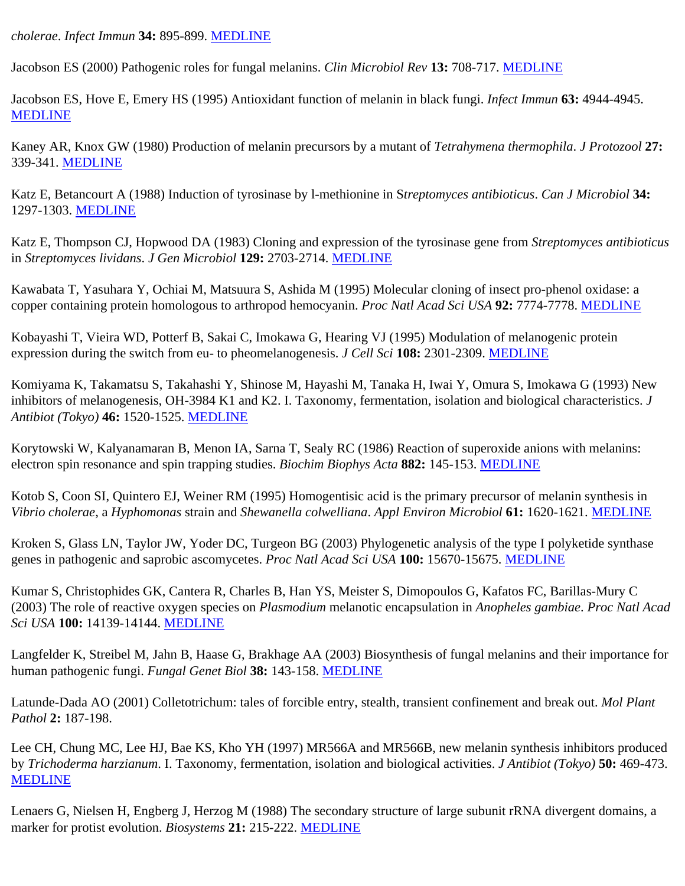*cholerae*. *Infect Immun* **34:** 895-899. MEDLINE

Jacobson ES (2000) Pathogenic roles for fungal melanins. *Clin Microbiol Rev* **13:** 708-717. MEDLINE

Jacobson ES, Hove E, Emery HS (1995) Antioxidant function of melanin in black fungi. *Infect Immun* **63:** 4944-4945. MEDLINE

Kaney AR, Knox GW (1980) Production of melanin precursors by a mutant of *Tetrahymena thermophila*. *J Protozool* **27:** 339-341. MEDLINE

Katz E, Betancourt A (1988) Induction of tyrosinase by l-methionine in S*treptomyces antibioticus*. *Can J Microbiol* **34:** 1297-1303. MEDLINE

Katz E, Thompson CJ, Hopwood DA (1983) Cloning and expression of the tyrosinase gene from *Streptomyces antibioticus* in *Streptomyces lividans*. *J Gen Microbiol* **129:** 2703-2714. MEDLINE

Kawabata T, Yasuhara Y, Ochiai M, Matsuura S, Ashida M (1995) Molecular cloning of insect pro-phenol oxidase: a copper containing protein homologous to arthropod hemocyanin. *Proc Natl Acad Sci USA* **92:** 7774-7778. MEDLINE

Kobayashi T, Vieira WD, Potterf B, Sakai C, Imokawa G, Hearing VJ (1995) Modulation of melanogenic protein expression during the switch from eu- to pheomelanogenesis. *J Cell Sci* **108:** 2301-2309. MEDLINE

Komiyama K, Takamatsu S, Takahashi Y, Shinose M, Hayashi M, Tanaka H, Iwai Y, Omura S, Imokawa G (1993) New inhibitors of melanogenesis, OH-3984 K1 and K2. I. Taxonomy, fermentation, isolation and biological characteristics. *J Antibiot (Tokyo)* **46:** 1520-1525. MEDLINE

Korytowski W, Kalyanamaran B, Menon IA, Sarna T, Sealy RC (1986) Reaction of superoxide anions with melanins: electron spin resonance and spin trapping studies. *Biochim Biophys Acta* **882:** 145-153. MEDLINE

Kotob S, Coon SI, Quintero EJ, Weiner RM (1995) Homogentisic acid is the primary precursor of melanin synthesis in *Vibrio cholerae*, a *Hyphomonas* strain and *Shewanella colwelliana*. *Appl Environ Microbiol* **61:** 1620-1621. MEDLINE

Kroken S, Glass LN, Taylor JW, Yoder DC, Turgeon BG (2003) Phylogenetic analysis of the type I polyketide synthase genes in pathogenic and saprobic ascomycetes. *Proc Natl Acad Sci USA* **100:** 15670-15675. MEDLINE

Kumar S, Christophides GK, Cantera R, Charles B, Han YS, Meister S, Dimopoulos G, Kafatos FC, Barillas-Mury C (2003) The role of reactive oxygen species on *Plasmodium* melanotic encapsulation in *Anopheles gambiae*. *Proc Natl Acad Sci USA* **100:** 14139-14144. MEDLINE

Langfelder K, Streibel M, Jahn B, Haase G, Brakhage AA (2003) Biosynthesis of fungal melanins and their importance for human pathogenic fungi. *Fungal Genet Biol* **38:** 143-158. MEDLINE

Latunde-Dada AO (2001) Colletotrichum: tales of forcible entry, stealth, transient confinement and break out. *Mol Plant Pathol* **2:** 187-198.

Lee CH, Chung MC, Lee HJ, Bae KS, Kho YH (1997) MR566A and MR566B, new melanin synthesis inhibitors produced by *Trichoderma harzianum*. I. Taxonomy, fermentation, isolation and biological activities. *J Antibiot (Tokyo)* **50:** 469-473. MEDLINE

Lenaers G, Nielsen H, Engberg J, Herzog M (1988) The secondary structure of large subunit rRNA divergent domains, a marker for protist evolution. *Biosystems* **21:** 215-222. MEDLINE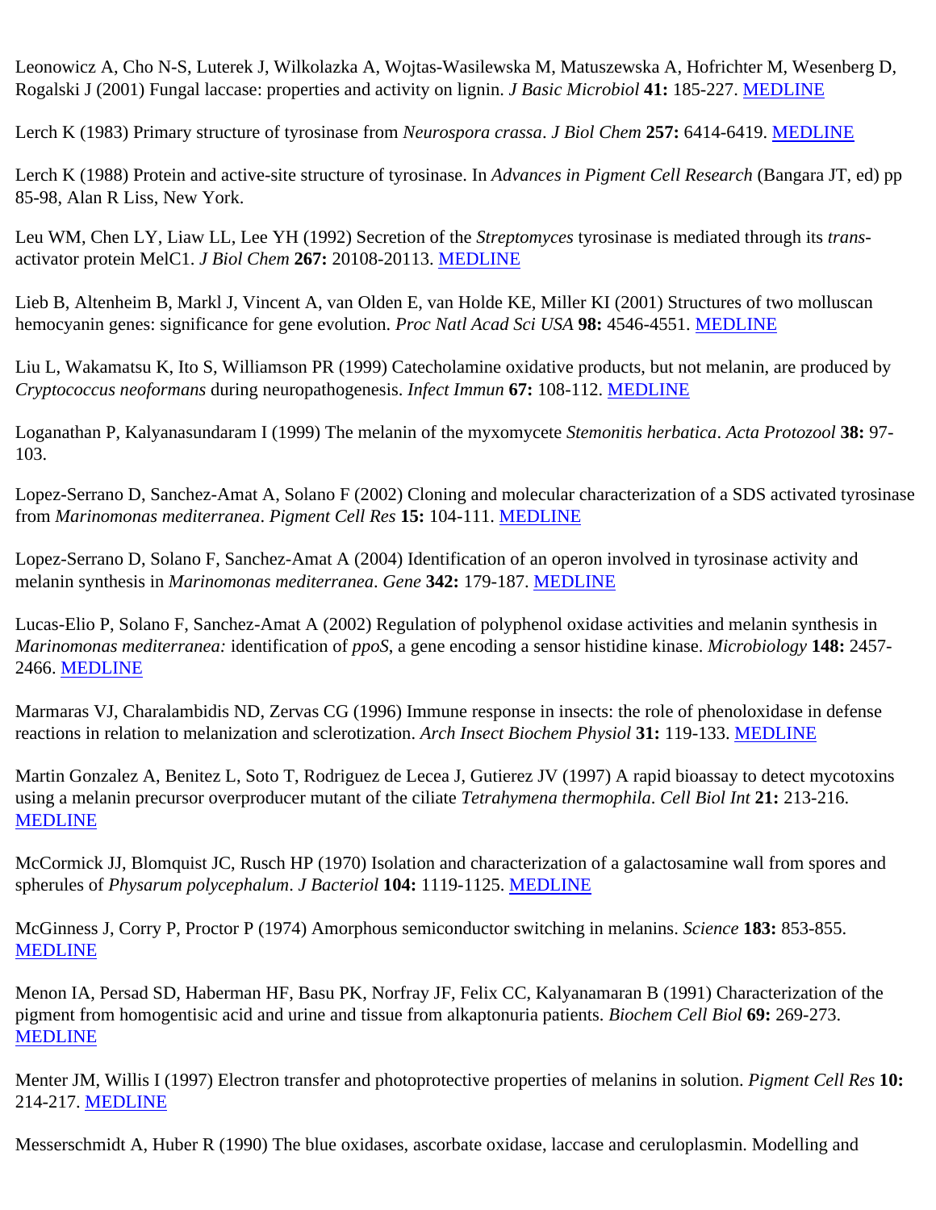Leonowicz A, Cho N-S, Luterek J, Wilkolazka A, Wojtas-Wasilewska M, Matuszewska A, Hofrichter M, Wesenberg D, Rogalski J (2001) Fungal laccase: properties and activity on lignin. *J Basic Microbiol* **41:** 185-227. MEDLINE

Lerch K (1983) Primary structure of tyrosinase from *Neurospora crassa*. *J Biol Chem* **257:** 6414-6419. MEDLINE

Lerch K (1988) Protein and active-site structure of tyrosinase. In *Advances in Pigment Cell Research* (Bangara JT, ed) pp 85-98, Alan R Liss, New York.

Leu WM, Chen LY, Liaw LL, Lee YH (1992) Secretion of the *Streptomyces* tyrosinase is mediated through its *trans*-activator protein MelC1. *J Biol Chem* **267:** 20108-20113. MEDLINE

Lieb B, Altenheim B, Markl J, Vincent A, van Olden E, van Holde KE, Miller KI (2001) Structures of two molluscan hemocyanin genes: significance for gene evolution. *Proc Natl Acad Sci USA* **98:** 4546-4551. MEDLINE

Liu L, Wakamatsu K, Ito S, Williamson PR (1999) Catecholamine oxidative products, but not melanin, are produced by *Cryptococcus neoformans* during neuropathogenesis. *Infect Immun* **67:** 108-112. MEDLINE

Loganathan P, Kalyanasundaram I (1999) The melanin of the myxomycete *Stemonitis herbatica*. *Acta Protozool* **38:** 97-103.

Lopez-Serrano D, Sanchez-Amat A, Solano F (2002) Cloning and molecular characterization of a SDS activated tyrosinase from *Marinomonas mediterranea*. *Pigment Cell Res* **15:** 104-111. MEDLINE

Lopez-Serrano D, Solano F, Sanchez-Amat A (2004) Identification of an operon involved in tyrosinase activity and melanin synthesis in *Marinomonas mediterranea*. *Gene* **342:** 179-187. MEDLINE

Lucas-Elio P, Solano F, Sanchez-Amat A (2002) Regulation of polyphenol oxidase activities and melanin synthesis in *Marinomonas mediterranea:* identification of *ppoS*, a gene encoding a sensor histidine kinase. *Microbiology* **148:** 2457-2466. MEDLINE

Marmaras VJ, Charalambidis ND, Zervas CG (1996) Immune response in insects: the role of phenoloxidase in defense reactions in relation to melanization and sclerotization. *Arch Insect Biochem Physiol* **31:** 119-133. MEDLINE

Martin Gonzalez A, Benitez L, Soto T, Rodriguez de Lecea J, Gutierez JV (1997) A rapid bioassay to detect mycotoxins using a melanin precursor overproducer mutant of the ciliate *Tetrahymena thermophila*. *Cell Biol Int* **21:** 213-216. MEDLINE

McCormick JJ, Blomquist JC, Rusch HP (1970) Isolation and characterization of a galactosamine wall from spores and spherules of *Physarum polycephalum*. *J Bacteriol* **104:** 1119-1125. MEDLINE

McGinness J, Corry P, Proctor P (1974) Amorphous semiconductor switching in melanins. *Science* **183:** 853-855. MEDLINE

Menon IA, Persad SD, Haberman HF, Basu PK, Norfray JF, Felix CC, Kalyanamaran B (1991) Characterization of the pigment from homogentisic acid and urine and tissue from alkaptonuria patients. *Biochem Cell Biol* **69:** 269-273. MEDLINE

Menter JM, Willis I (1997) Electron transfer and photoprotective properties of melanins in solution. *Pigment Cell Res* **10:** 214-217. MEDLINE

Messerschmidt A, Huber R (1990) The blue oxidases, ascorbate oxidase, laccase and ceruloplasmin. Modelling and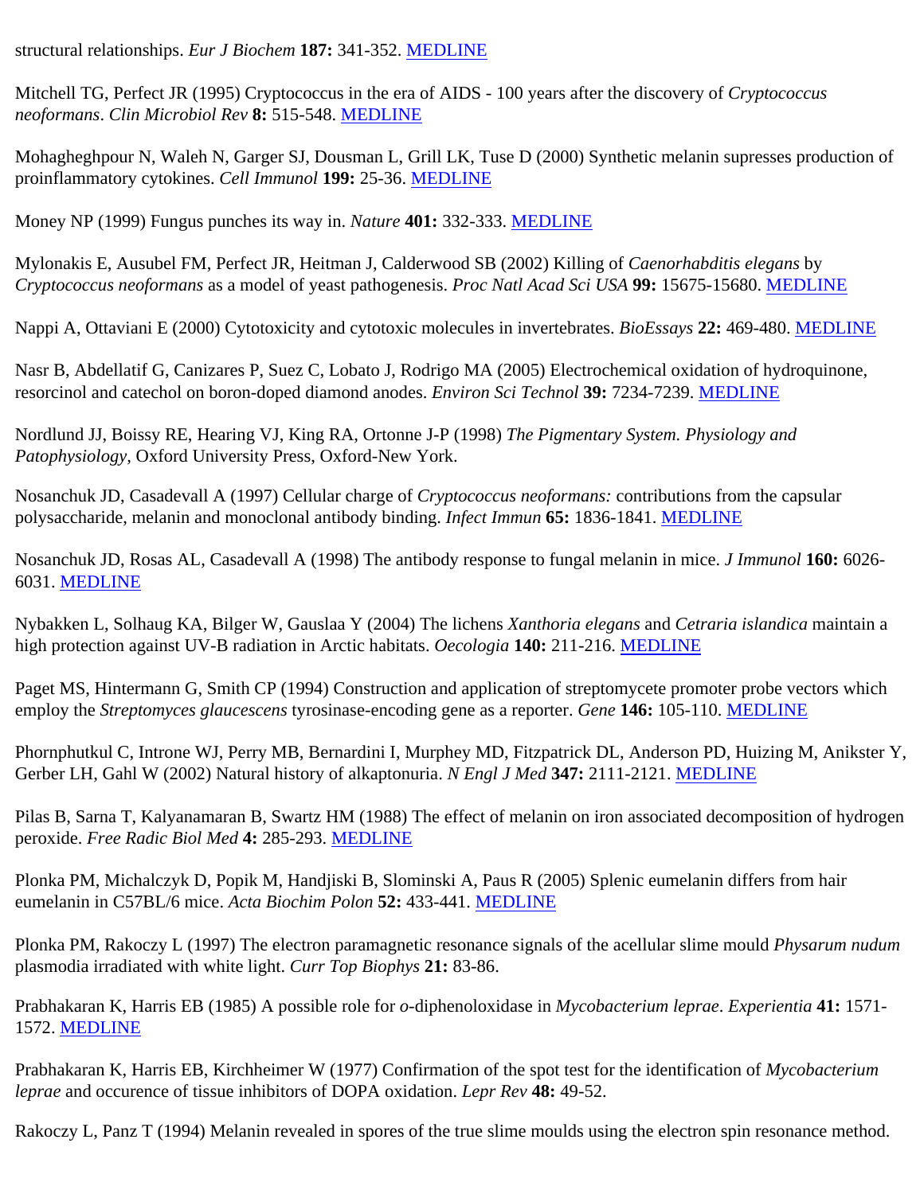structural relationships. *Eur J Biochem* **187:** 341-352. MEDLINE

Mitchell TG, Perfect JR (1995) Cryptococcus in the era of AIDS - 100 years after the discovery of *Cryptococcus neoformans*. *Clin Microbiol Rev* **8:** 515-548. MEDLINE

Mohagheghpour N, Waleh N, Garger SJ, Dousman L, Grill LK, Tuse D (2000) Synthetic melanin supresses production of proinflammatory cytokines. *Cell Immunol* **199:** 25-36. MEDLINE

Money NP (1999) Fungus punches its way in. *Nature* **401:** 332-333. MEDLINE

Mylonakis E, Ausubel FM, Perfect JR, Heitman J, Calderwood SB (2002) Killing of *Caenorhabditis elegans* by *Cryptococcus neoformans* as a model of yeast pathogenesis. *Proc Natl Acad Sci USA* **99:** 15675-15680. MEDLINE

Nappi A, Ottaviani E (2000) Cytotoxicity and cytotoxic molecules in invertebrates. *BioEssays* **22:** 469-480. MEDLINE

Nasr B, Abdellatif G, Canizares P, Suez C, Lobato J, Rodrigo MA (2005) Electrochemical oxidation of hydroquinone, resorcinol and catechol on boron-doped diamond anodes. *Environ Sci Technol* **39:** 7234-7239. MEDLINE

Nordlund JJ, Boissy RE, Hearing VJ, King RA, Ortonne J-P (1998) *The Pigmentary System. Physiology and Patophysiology*, Oxford University Press, Oxford-New York.

Nosanchuk JD, Casadevall A (1997) Cellular charge of *Cryptococcus neoformans:* contributions from the capsular polysaccharide, melanin and monoclonal antibody binding. *Infect Immun* **65:** 1836-1841. MEDLINE

Nosanchuk JD, Rosas AL, Casadevall A (1998) The antibody response to fungal melanin in mice. *J Immunol* **160:** 6026-6031. MEDLINE

Nybakken L, Solhaug KA, Bilger W, Gauslaa Y (2004) The lichens *Xanthoria elegans* and *Cetraria islandica* maintain a high protection against UV-B radiation in Arctic habitats. *Oecologia* **140:** 211-216. MEDLINE

Paget MS, Hintermann G, Smith CP (1994) Construction and application of streptomycete promoter probe vectors which employ the *Streptomyces glaucescens* tyrosinase-encoding gene as a reporter. *Gene* **146:** 105-110. MEDLINE

Phornphutkul C, Introne WJ, Perry MB, Bernardini I, Murphey MD, Fitzpatrick DL, Anderson PD, Huizing M, Anikster Y, Gerber LH, Gahl W (2002) Natural history of alkaptonuria. *N Engl J Med* **347:** 2111-2121. MEDLINE

Pilas B, Sarna T, Kalyanamaran B, Swartz HM (1988) The effect of melanin on iron associated decomposition of hydrogen peroxide. *Free Radic Biol Med* **4:** 285-293. MEDLINE

Plonka PM, Michalczyk D, Popik M, Handjiski B, Slominski A, Paus R (2005) Splenic eumelanin differs from hair eumelanin in C57BL/6 mice. *Acta Biochim Polon* **52:** 433-441. MEDLINE

Plonka PM, Rakoczy L (1997) The electron paramagnetic resonance signals of the acellular slime mould *Physarum nudum* plasmodia irradiated with white light. *Curr Top Biophys* **21:** 83-86.

Prabhakaran K, Harris EB (1985) A possible role for *o*-diphenoloxidase in *Mycobacterium leprae*. *Experientia* **41:** 1571-1572. MEDLINE

Prabhakaran K, Harris EB, Kirchheimer W (1977) Confirmation of the spot test for the identification of *Mycobacterium leprae* and occurence of tissue inhibitors of DOPA oxidation. *Lepr Rev* **48:** 49-52.

Rakoczy L, Panz T (1994) Melanin revealed in spores of the true slime moulds using the electron spin resonance method.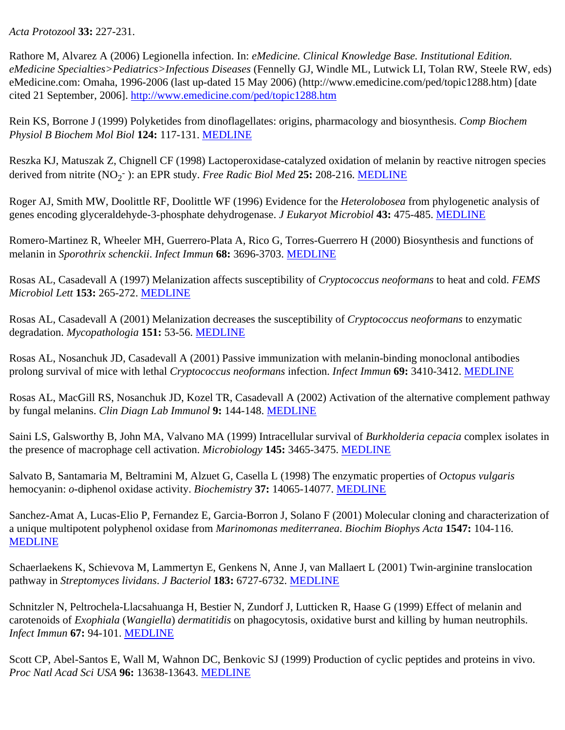*Acta Protozool* **33:** 227-231.

Rathore M, Alvarez A (2006) Legionella infection. In: *eMedicine. Clinical Knowledge Base. Institutional Edition. eMedicine Specialties>Pediatrics>Infectious Diseases* (Fennelly GJ, Windle ML, Lutwick LI, Tolan RW, Steele RW, eds) eMedicine.com: Omaha, 1996-2006 (last up-dated 15 May 2006) (http://www.emedicine.com/ped/topic1288.htm) [date cited 21 September, 2006]. [http://www.emedicine.com/ped/topic1288.htm](http://www.emedicine.com/ped/topic1288.htm)

Rein KS, Borrone J (1999) Polyketides from dinoflagellates: origins, pharmacology and biosynthesis. *Comp Biochem Physiol B Biochem Mol Biol* **124:** 117-131. MEDLINE

Reszka KJ, Matuszak Z, Chignell CF (1998) Lactoperoxidase-catalyzed oxidation of melanin by reactive nitrogen species derived from nitrite ($NO_2^-$ ): an EPR study. *Free Radic Biol Med* **25:** 208-216. MEDLINE

Roger AJ, Smith MW, Doolittle RF, Doolittle WF (1996) Evidence for the *Heterolobosea* from phylogenetic analysis of genes encoding glyceraldehyde-3-phosphate dehydrogenase. *J Eukaryot Microbiol* **43:** 475-485. MEDLINE

Romero-Martinez R, Wheeler MH, Guerrero-Plata A, Rico G, Torres-Guerrero H (2000) Biosynthesis and functions of melanin in *Sporothrix schenckii*. *Infect Immun* **68:** 3696-3703. MEDLINE

Rosas AL, Casadevall A (1997) Melanization affects susceptibility of *Cryptococcus neoformans* to heat and cold. *FEMS Microbiol Lett* **153:** 265-272. MEDLINE

Rosas AL, Casadevall A (2001) Melanization decreases the susceptibility of *Cryptococcus neoformans* to enzymatic degradation. *Mycopathologia* **151:** 53-56. MEDLINE

Rosas AL, Nosanchuk JD, Casadevall A (2001) Passive immunization with melanin-binding monoclonal antibodies prolong survival of mice with lethal *Cryptococcus neoformans* infection. *Infect Immun* **69:** 3410-3412. MEDLINE

Rosas AL, MacGill RS, Nosanchuk JD, Kozel TR, Casadevall A (2002) Activation of the alternative complement pathway by fungal melanins. *Clin Diagn Lab Immunol* **9:** 144-148. MEDLINE

Saini LS, Galsworthy B, John MA, Valvano MA (1999) Intracellular survival of *Burkholderia cepacia* complex isolates in the presence of macrophage cell activation. *Microbiology* **145:** 3465-3475. MEDLINE

Salvato B, Santamaria M, Beltramini M, Alzuet G, Casella L (1998) The enzymatic properties of *Octopus vulgaris* hemocyanin: *o*-diphenol oxidase activity. *Biochemistry* **37:** 14065-14077. MEDLINE

Sanchez-Amat A, Lucas-Elio P, Fernandez E, Garcia-Borron J, Solano F (2001) Molecular cloning and characterization of a unique multipotent polyphenol oxidase from *Marinomonas mediterranea*. *Biochim Biophys Acta* **1547:** 104-116. MEDLINE

Schaerlaekens K, Schievova M, Lammertyn E, Genkens N, Anne J, van Mallaert L (2001) Twin-arginine translocation pathway in *Streptomyces lividans*. *J Bacteriol* **183:** 6727-6732. MEDLINE

Schnitzler N, Peltrochela-Llacsahuanga H, Bestier N, Zundorf J, Lutticken R, Haase G (1999) Effect of melanin and carotenoids of *Exophiala* (*Wangiella*) *dermatitidis* on phagocytosis, oxidative burst and killing by human neutrophils. *Infect Immun* **67:** 94-101. MEDLINE

Scott CP, Abel-Santos E, Wall M, Wahnon DC, Benkovic SJ (1999) Production of cyclic peptides and proteins in vivo. *Proc Natl Acad Sci USA* **96:** 13638-13643. MEDLINE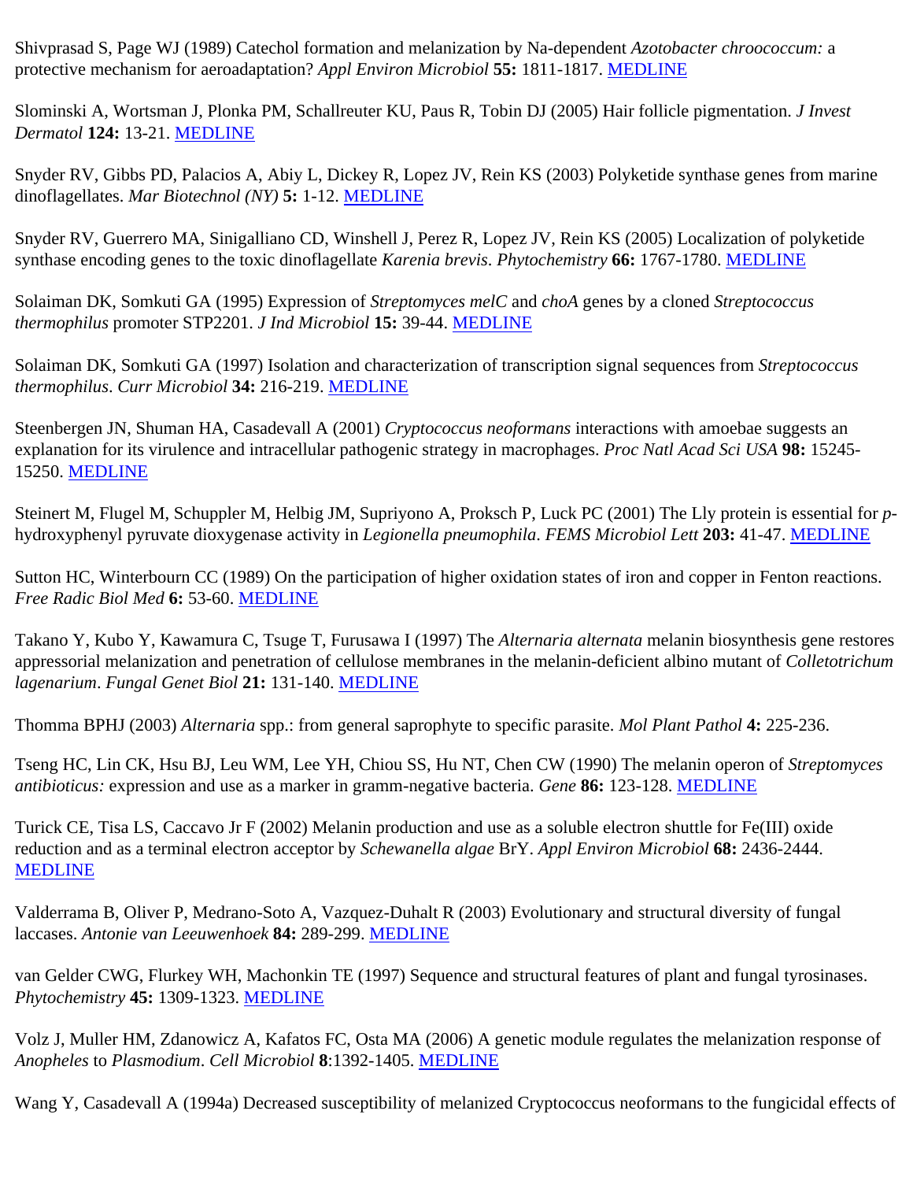Shivprasad S, Page WJ (1989) Catechol formation and melanization by Na-dependent *Azotobacter chroococcum:* a protective mechanism for aeroadaptation? *Appl Environ Microbiol* **55:** 1811-1817. MEDLINE

Slominski A, Wortsman J, Plonka PM, Schallreuter KU, Paus R, Tobin DJ (2005) Hair follicle pigmentation. *J Invest Dermatol* **124:** 13-21. MEDLINE

Snyder RV, Gibbs PD, Palacios A, Abiy L, Dickey R, Lopez JV, Rein KS (2003) Polyketide synthase genes from marine dinoflagellates. *Mar Biotechnol (NY)* **5:** 1-12. MEDLINE

Snyder RV, Guerrero MA, Sinigalliano CD, Winshell J, Perez R, Lopez JV, Rein KS (2005) Localization of polyketide synthase encoding genes to the toxic dinoflagellate *Karenia brevis*. *Phytochemistry* **66:** 1767-1780. MEDLINE

Solaiman DK, Somkuti GA (1995) Expression of *Streptomyces melC* and *choA* genes by a cloned *Streptococcus thermophilus* promoter STP2201. *J Ind Microbiol* **15:** 39-44. MEDLINE

Solaiman DK, Somkuti GA (1997) Isolation and characterization of transcription signal sequences from *Streptococcus thermophilus*. *Curr Microbiol* **34:** 216-219. MEDLINE

Steenbergen JN, Shuman HA, Casadevall A (2001) *Cryptococcus neoformans* interactions with amoebae suggests an explanation for its virulence and intracellular pathogenic strategy in macrophages. *Proc Natl Acad Sci USA* **98:** 15245-15250. MEDLINE

Steinert M, Flugel M, Schuppler M, Helbig JM, Supriyono A, Proksch P, Luck PC (2001) The Lly protein is essential for *p*-hydroxyphenyl pyruvate dioxygenase activity in *Legionella pneumophila*. *FEMS Microbiol Lett* **203:** 41-47. MEDLINE

Sutton HC, Winterbourn CC (1989) On the participation of higher oxidation states of iron and copper in Fenton reactions. *Free Radic Biol Med* **6:** 53-60. MEDLINE

Takano Y, Kubo Y, Kawamura C, Tsuge T, Furusawa I (1997) The *Alternaria alternata* melanin biosynthesis gene restores appressorial melanization and penetration of cellulose membranes in the melanin-deficient albino mutant of *Colletotrichum lagenarium*. *Fungal Genet Biol* **21:** 131-140. MEDLINE

Thomma BPHJ (2003) *Alternaria* spp.: from general saprophyte to specific parasite. *Mol Plant Pathol* **4:** 225-236.

Tseng HC, Lin CK, Hsu BJ, Leu WM, Lee YH, Chiou SS, Hu NT, Chen CW (1990) The melanin operon of *Streptomyces antibioticus:* expression and use as a marker in gramm-negative bacteria. *Gene* **86:** 123-128. MEDLINE

Turick CE, Tisa LS, Caccavo Jr F (2002) Melanin production and use as a soluble electron shuttle for Fe(III) oxide reduction and as a terminal electron acceptor by *Schewanella algae* BrY. *Appl Environ Microbiol* **68:** 2436-2444. MEDLINE

Valderrama B, Oliver P, Medrano-Soto A, Vazquez-Duhalt R (2003) Evolutionary and structural diversity of fungal laccases. *Antonie van Leeuwenhoek* **84:** 289-299. MEDLINE

van Gelder CWG, Flurkey WH, Machonkin TE (1997) Sequence and structural features of plant and fungal tyrosinases. *Phytochemistry* **45:** 1309-1323. MEDLINE

Volz J, Muller HM, Zdanowicz A, Kafatos FC, Osta MA (2006) A genetic module regulates the melanization response of *Anopheles* to *Plasmodium*. *Cell Microbiol* **8**:1392-1405. MEDLINE

Wang Y, Casadevall A (1994a) Decreased susceptibility of melanized Cryptococcus neoformans to the fungicidal effects of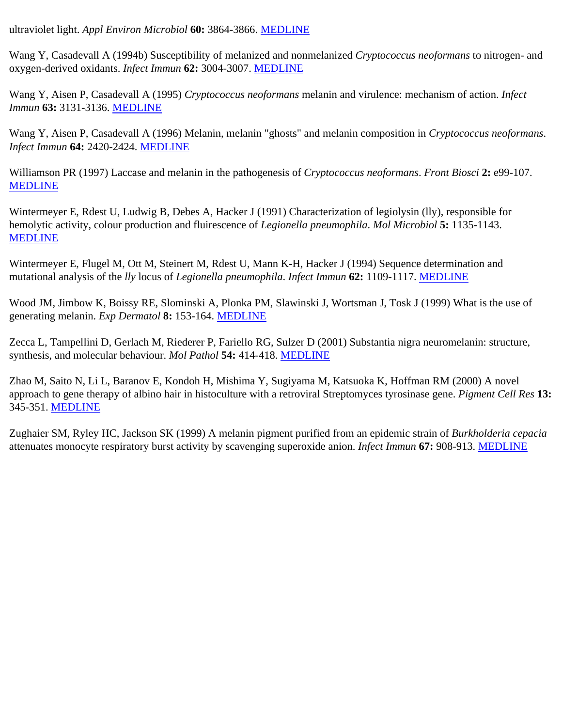ultraviolet light. *Appl Environ Microbiol* **60:** 3864-3866. MEDLINE

Wang Y, Casadevall A (1994b) Susceptibility of melanized and nonmelanized *Cryptococcus neoformans* to nitrogen- and oxygen-derived oxidants. *Infect Immun* **62:** 3004-3007. MEDLINE

Wang Y, Aisen P, Casadevall A (1995) *Cryptococcus neoformans* melanin and virulence: mechanism of action. *Infect Immun* **63:** 3131-3136. MEDLINE

Wang Y, Aisen P, Casadevall A (1996) Melanin, melanin "ghosts" and melanin composition in *Cryptococcus neoformans*. *Infect Immun* **64:** 2420-2424. MEDLINE

Williamson PR (1997) Laccase and melanin in the pathogenesis of *Cryptococcus neoformans*. *Front Biosci* **2:** e99-107. MEDLINE

Wintermeyer E, Rdest U, Ludwig B, Debes A, Hacker J (1991) Characterization of legiolysin (lly), responsible for hemolytic activity, colour production and fluirescence of *Legionella pneumophila*. *Mol Microbiol* **5:** 1135-1143. MEDLINE

Wintermeyer E, Flugel M, Ott M, Steinert M, Rdest U, Mann K-H, Hacker J (1994) Sequence determination and mutational analysis of the *lly* locus of *Legionella pneumophila*. *Infect Immun* **62:** 1109-1117. MEDLINE

Wood JM, Jimbow K, Boissy RE, Slominski A, Plonka PM, Slawinski J, Wortsman J, Tosk J (1999) What is the use of generating melanin. *Exp Dermatol* **8:** 153-164. MEDLINE

Zecca L, Tampellini D, Gerlach M, Riederer P, Fariello RG, Sulzer D (2001) Substantia nigra neuromelanin: structure, synthesis, and molecular behaviour. *Mol Pathol* **54:** 414-418. MEDLINE

Zhao M, Saito N, Li L, Baranov E, Kondoh H, Mishima Y, Sugiyama M, Katsuoka K, Hoffman RM (2000) A novel approach to gene therapy of albino hair in histoculture with a retroviral Streptomyces tyrosinase gene. *Pigment Cell Res* **13:** 345-351. MEDLINE

Zughaier SM, Ryley HC, Jackson SK (1999) A melanin pigment purified from an epidemic strain of *Burkholderia cepacia* attenuates monocyte respiratory burst activity by scavenging superoxide anion. *Infect Immun* **67:** 908-913. MEDLINE